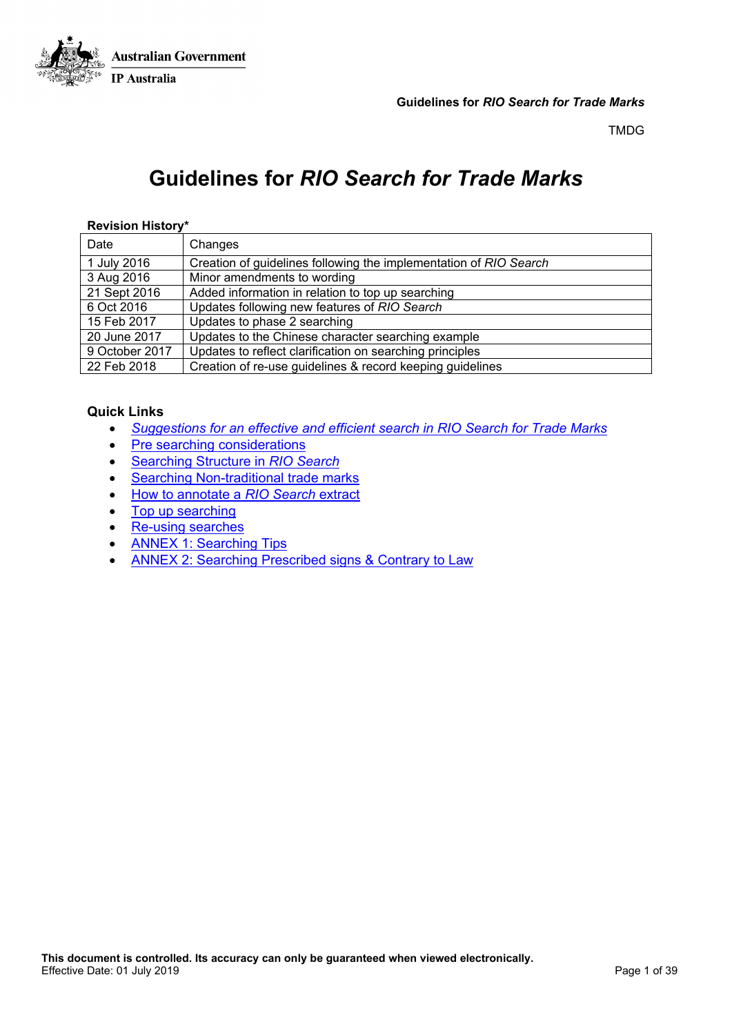Australian Government
IP Australia

TMDG

# Guidelines for *RIO Search for Trade Marks*

**Revision History***

| Date | Changes |
|---|---|
| 1 July 2016 | Creation of guidelines following the implementation of *RIO Search* |
| 3 Aug 2016 | Minor amendments to wording |
| 21 Sept 2016 | Added information in relation to top up searching |
| 6 Oct 2016 | Updates following new features of *RIO Search* |
| 15 Feb 2017 | Updates to phase 2 searching |
| 20 June 2017 | Updates to the Chinese character searching example |
| 9 October 2017 | Updates to reflect clarification on searching principles |
| 22 Feb 2018 | Creation of re-use guidelines & record keeping guidelines |

**Quick Links**

- *Suggestions for an effective and efficient search in RIO Search for Trade Marks*
- Pre searching considerations
- Searching Structure in *RIO Search*
- Searching Non-traditional trade marks
- How to annotate a *RIO Search* extract
- Top up searching
- Re-using searches
- ANNEX 1: Searching Tips
- ANNEX 2: Searching Prescribed signs & Contrary to Law

**This document is controlled. Its accuracy can only be guaranteed when viewed electronically.**
Effective Date: 01 July 2019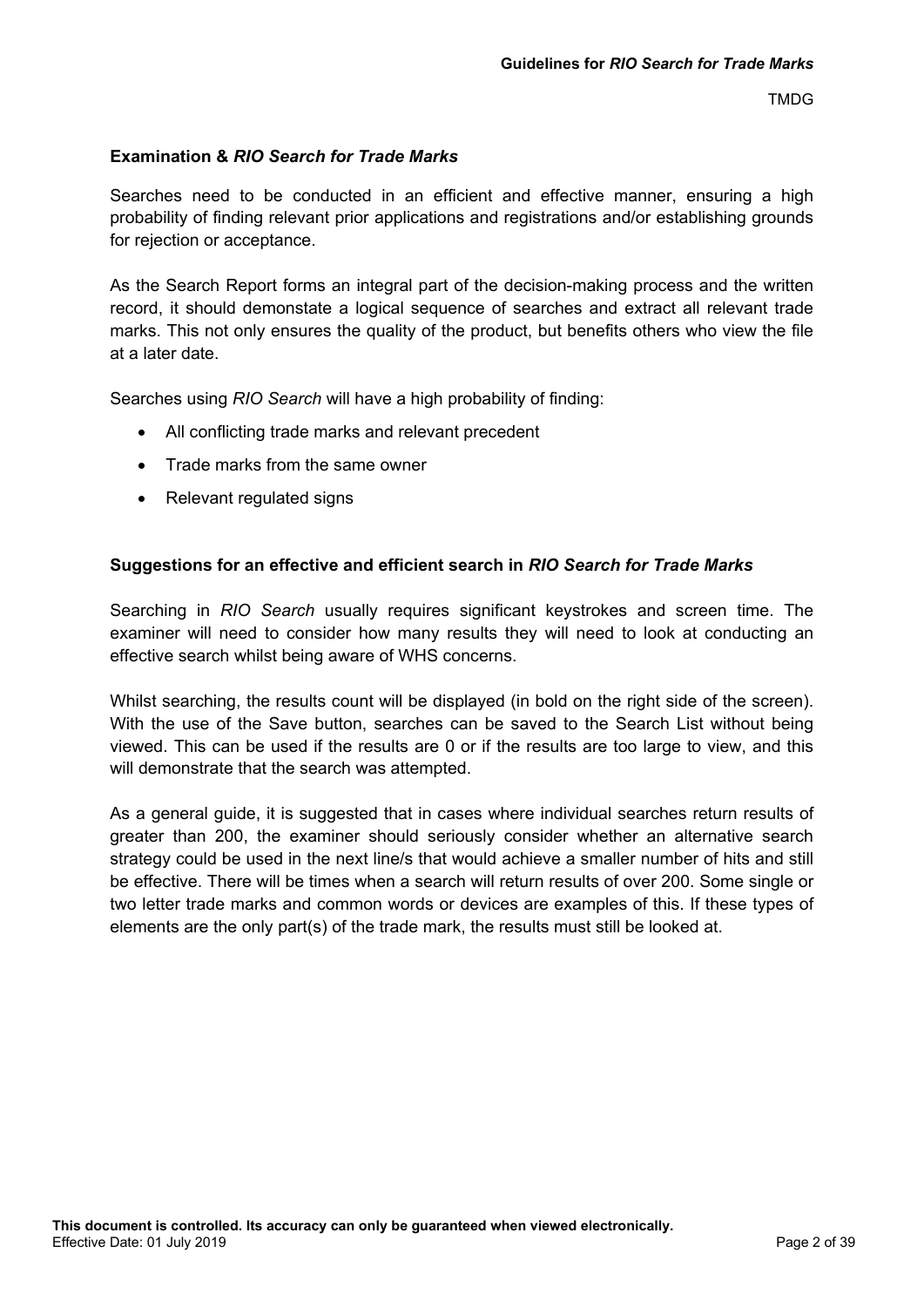### Examination & *RIO Search for Trade Marks*

Searches need to be conducted in an efficient and effective manner, ensuring a high probability of finding relevant prior applications and registrations and/or establishing grounds for rejection or acceptance.

As the Search Report forms an integral part of the decision-making process and the written record, it should demonstate a logical sequence of searches and extract all relevant trade marks. This not only ensures the quality of the product, but benefits others who view the file at a later date.

Searches using *RIO Search* will have a high probability of finding:

- All conflicting trade marks and relevant precedent
- Trade marks from the same owner
- Relevant regulated signs

### Suggestions for an effective and efficient search in *RIO Search for Trade Marks*

Searching in *RIO Search* usually requires significant keystrokes and screen time. The examiner will need to consider how many results they will need to look at conducting an effective search whilst being aware of WHS concerns.

Whilst searching, the results count will be displayed (in bold on the right side of the screen). With the use of the Save button, searches can be saved to the Search List without being viewed. This can be used if the results are 0 or if the results are too large to view, and this will demonstrate that the search was attempted.

As a general guide, it is suggested that in cases where individual searches return results of greater than 200, the examiner should seriously consider whether an alternative search strategy could be used in the next line/s that would achieve a smaller number of hits and still be effective. There will be times when a search will return results of over 200. Some single or two letter trade marks and common words or devices are examples of this. If these types of elements are the only part(s) of the trade mark, the results must still be looked at.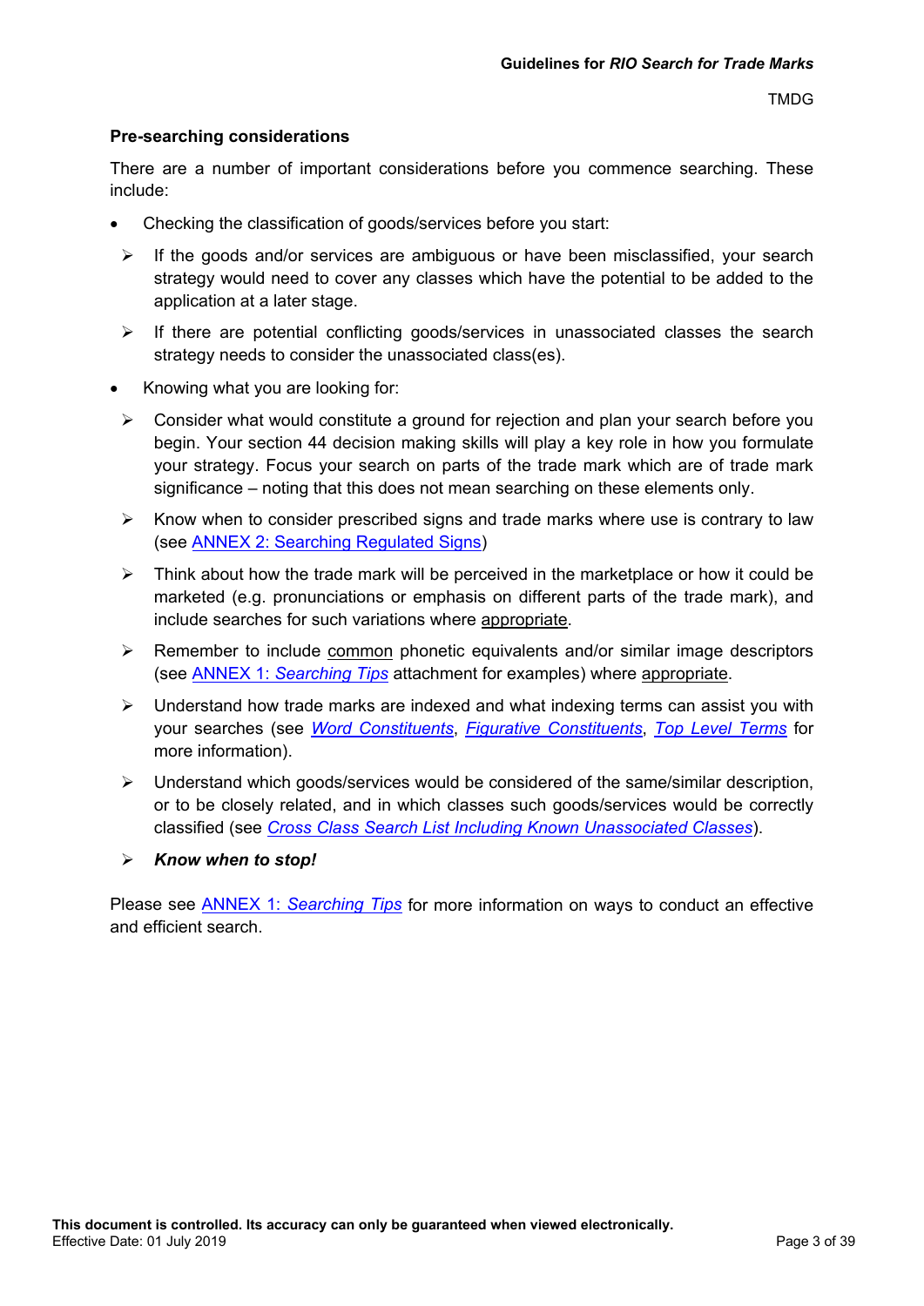## Pre-searching considerations

There are a number of important considerations before you commence searching. These include:

- Checking the classification of goods/services before you start:
  - If the goods and/or services are ambiguous or have been misclassified, your search strategy would need to cover any classes which have the potential to be added to the application at a later stage.
  - If there are potential conflicting goods/services in unassociated classes the search strategy needs to consider the unassociated class(es).
- Knowing what you are looking for:
  - Consider what would constitute a ground for rejection and plan your search before you begin. Your section 44 decision making skills will play a key role in how you formulate your strategy. Focus your search on parts of the trade mark which are of trade mark significance – noting that this does not mean searching on these elements only.
  - Know when to consider prescribed signs and trade marks where use is contrary to law (see ANNEX 2: Searching Regulated Signs)
  - Think about how the trade mark will be perceived in the marketplace or how it could be marketed (e.g. pronunciations or emphasis on different parts of the trade mark), and include searches for such variations where appropriate.
  - Remember to include common phonetic equivalents and/or similar image descriptors (see ANNEX 1: *Searching Tips* attachment for examples) where appropriate.
  - Understand how trade marks are indexed and what indexing terms can assist you with your searches (see *Word Constituents*, *Figurative Constituents*, *Top Level Terms* for more information).
  - Understand which goods/services would be considered of the same/similar description, or to be closely related, and in which classes such goods/services would be correctly classified (see *Cross Class Search List Including Known Unassociated Classes*).
  - ***Know when to stop!***

Please see ANNEX 1: *Searching Tips* for more information on ways to conduct an effective and efficient search.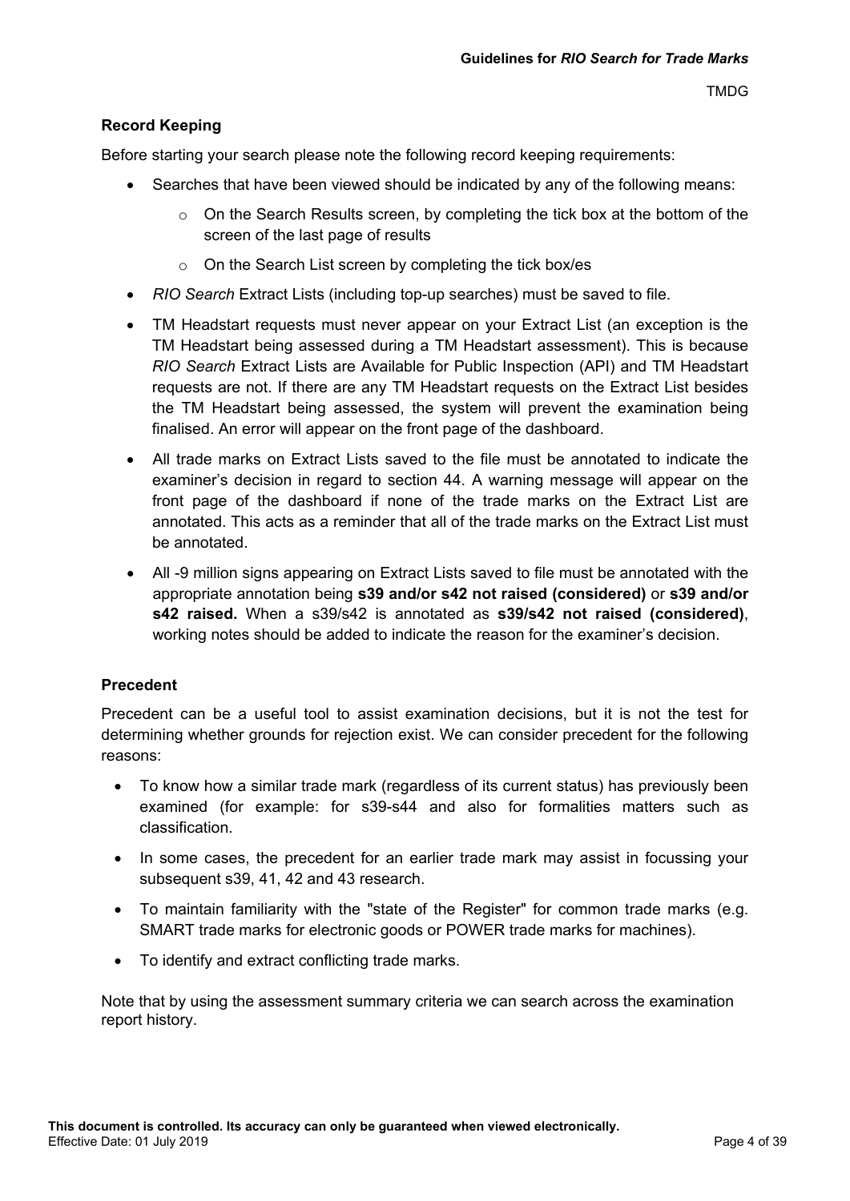## Record Keeping

Before starting your search please note the following record keeping requirements:

- Searches that have been viewed should be indicated by any of the following means:
  - On the Search Results screen, by completing the tick box at the bottom of the screen of the last page of results
  - On the Search List screen by completing the tick box/es
- *RIO Search* Extract Lists (including top-up searches) must be saved to file.
- TM Headstart requests must never appear on your Extract List (an exception is the TM Headstart being assessed during a TM Headstart assessment). This is because *RIO Search* Extract Lists are Available for Public Inspection (API) and TM Headstart requests are not. If there are any TM Headstart requests on the Extract List besides the TM Headstart being assessed, the system will prevent the examination being finalised. An error will appear on the front page of the dashboard.
- All trade marks on Extract Lists saved to the file must be annotated to indicate the examiner's decision in regard to section 44. A warning message will appear on the front page of the dashboard if none of the trade marks on the Extract List are annotated. This acts as a reminder that all of the trade marks on the Extract List must be annotated.
- All -9 million signs appearing on Extract Lists saved to file must be annotated with the appropriate annotation being **s39 and/or s42 not raised (considered)** or **s39 and/or s42 raised.** When a s39/s42 is annotated as **s39/s42 not raised (considered)**, working notes should be added to indicate the reason for the examiner's decision.

## Precedent

Precedent can be a useful tool to assist examination decisions, but it is not the test for determining whether grounds for rejection exist. We can consider precedent for the following reasons:

- To know how a similar trade mark (regardless of its current status) has previously been examined (for example: for s39-s44 and also for formalities matters such as classification.
- In some cases, the precedent for an earlier trade mark may assist in focussing your subsequent s39, 41, 42 and 43 research.
- To maintain familiarity with the "state of the Register" for common trade marks (e.g. SMART trade marks for electronic goods or POWER trade marks for machines).
- To identify and extract conflicting trade marks.

Note that by using the assessment summary criteria we can search across the examination report history.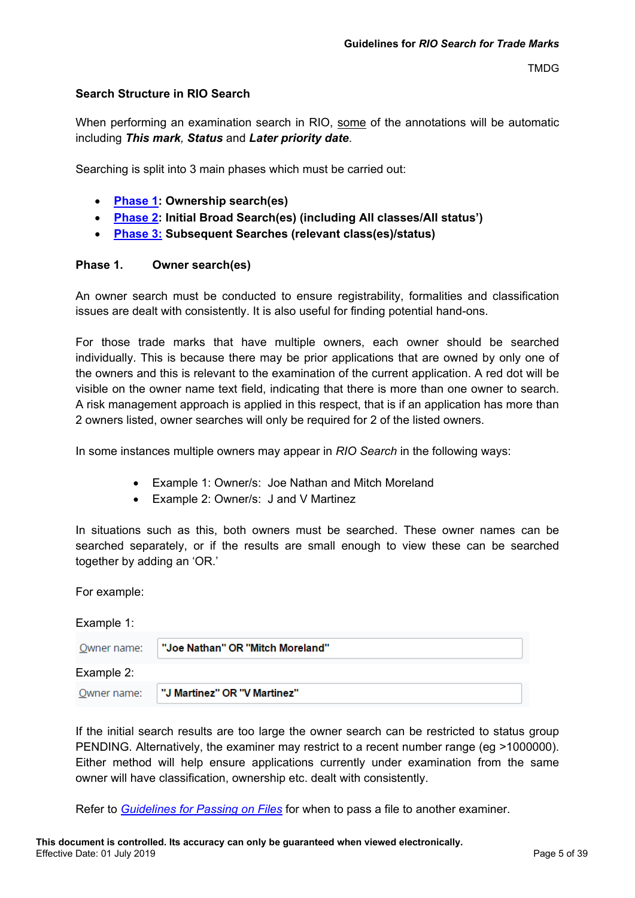## Search Structure in RIO Search

When performing an examination search in RIO, some of the annotations will be automatic including ***This mark***, ***Status*** and ***Later priority date***.

Searching is split into 3 main phases which must be carried out:

- **Phase 1: Ownership search(es)**
- **Phase 2: Initial Broad Search(es) (including All classes/All status')**
- **Phase 3: Subsequent Searches (relevant class(es)/status)**

### Phase 1. Owner search(es)

An owner search must be conducted to ensure registrability, formalities and classification issues are dealt with consistently. It is also useful for finding potential hand-ons.

For those trade marks that have multiple owners, each owner should be searched individually. This is because there may be prior applications that are owned by only one of the owners and this is relevant to the examination of the current application. A red dot will be visible on the owner name text field, indicating that there is more than one owner to search. A risk management approach is applied in this respect, that is if an application has more than 2 owners listed, owner searches will only be required for 2 of the listed owners.

In some instances multiple owners may appear in *RIO Search* in the following ways:

- Example 1: Owner/s: Joe Nathan and Mitch Moreland
- Example 2: Owner/s: J and V Martinez

In situations such as this, both owners must be searched. These owner names can be searched separately, or if the results are small enough to view these can be searched together by adding an 'OR.'

For example:

Example 1:

| Owner name: | **"Joe Nathan" OR "Mitch Moreland"** |
|---|---|

Example 2:

| Owner name: | **"J Martinez" OR "V Martinez"** |
|---|---|

If the initial search results are too large the owner search can be restricted to status group PENDING. Alternatively, the examiner may restrict to a recent number range (eg >1000000). Either method will help ensure applications currently under examination from the same owner will have classification, ownership etc. dealt with consistently.

Refer to *Guidelines for Passing on Files* for when to pass a file to another examiner.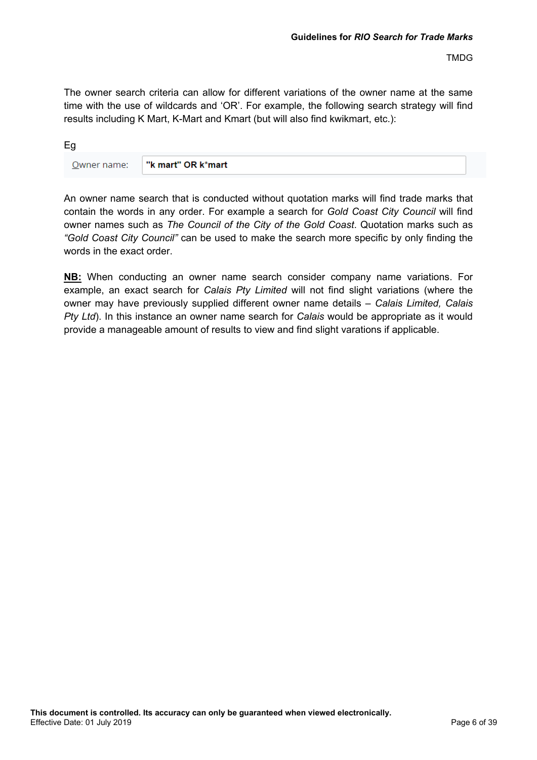The owner search criteria can allow for different variations of the owner name at the same time with the use of wildcards and 'OR'. For example, the following search strategy will find results including K Mart, K-Mart and Kmart (but will also find kwikmart, etc.):

Eg

| Owner name: | **"k mart" OR k*mart** |
| --- | --- |

An owner name search that is conducted without quotation marks will find trade marks that contain the words in any order. For example a search for *Gold Coast City Council* will find owner names such as *The Council of the City of the Gold Coast*. Quotation marks such as *"Gold Coast City Council"* can be used to make the search more specific by only finding the words in the exact order.

**NB:** When conducting an owner name search consider company name variations. For example, an exact search for *Calais Pty Limited* will not find slight variations (where the owner may have previously supplied different owner name details – *Calais Limited, Calais Pty Ltd*). In this instance an owner name search for *Calais* would be appropriate as it would provide a manageable amount of results to view and find slight varations if applicable.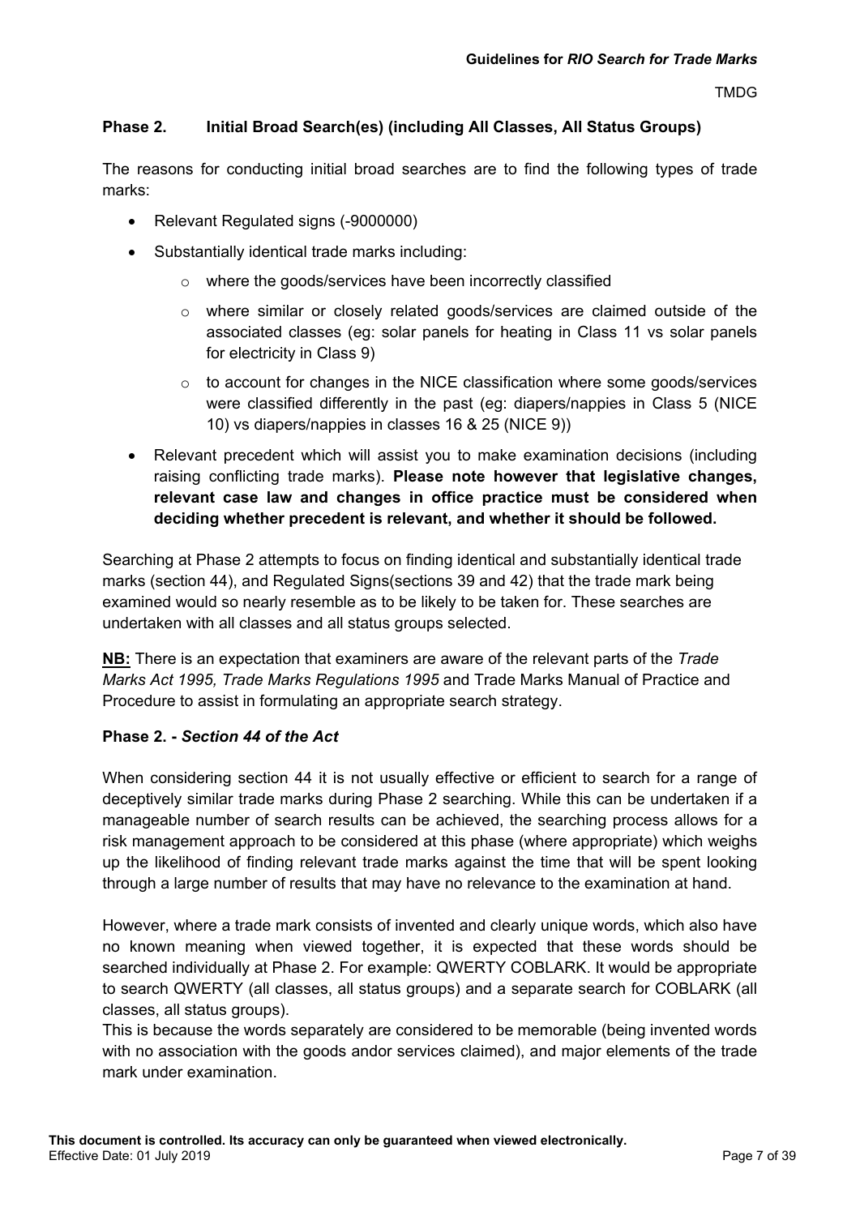## Phase 2. Initial Broad Search(es) (including All Classes, All Status Groups)

The reasons for conducting initial broad searches are to find the following types of trade marks:

- Relevant Regulated signs (-9000000)
- Substantially identical trade marks including:
  - where the goods/services have been incorrectly classified
  - where similar or closely related goods/services are claimed outside of the associated classes (eg: solar panels for heating in Class 11 vs solar panels for electricity in Class 9)
  - to account for changes in the NICE classification where some goods/services were classified differently in the past (eg: diapers/nappies in Class 5 (NICE 10) vs diapers/nappies in classes 16 & 25 (NICE 9))
- Relevant precedent which will assist you to make examination decisions (including raising conflicting trade marks). **Please note however that legislative changes, relevant case law and changes in office practice must be considered when deciding whether precedent is relevant, and whether it should be followed.**

Searching at Phase 2 attempts to focus on finding identical and substantially identical trade marks (section 44), and Regulated Signs(sections 39 and 42) that the trade mark being examined would so nearly resemble as to be likely to be taken for. These searches are undertaken with all classes and all status groups selected.

**NB:** There is an expectation that examiners are aware of the relevant parts of the *Trade Marks Act 1995, Trade Marks Regulations 1995* and Trade Marks Manual of Practice and Procedure to assist in formulating an appropriate search strategy.

### Phase 2. - *Section 44 of the Act*

When considering section 44 it is not usually effective or efficient to search for a range of deceptively similar trade marks during Phase 2 searching. While this can be undertaken if a manageable number of search results can be achieved, the searching process allows for a risk management approach to be considered at this phase (where appropriate) which weighs up the likelihood of finding relevant trade marks against the time that will be spent looking through a large number of results that may have no relevance to the examination at hand.

However, where a trade mark consists of invented and clearly unique words, which also have no known meaning when viewed together, it is expected that these words should be searched individually at Phase 2. For example: QWERTY COBLARK. It would be appropriate to search QWERTY (all classes, all status groups) and a separate search for COBLARK (all classes, all status groups).

This is because the words separately are considered to be memorable (being invented words with no association with the goods andor services claimed), and major elements of the trade mark under examination.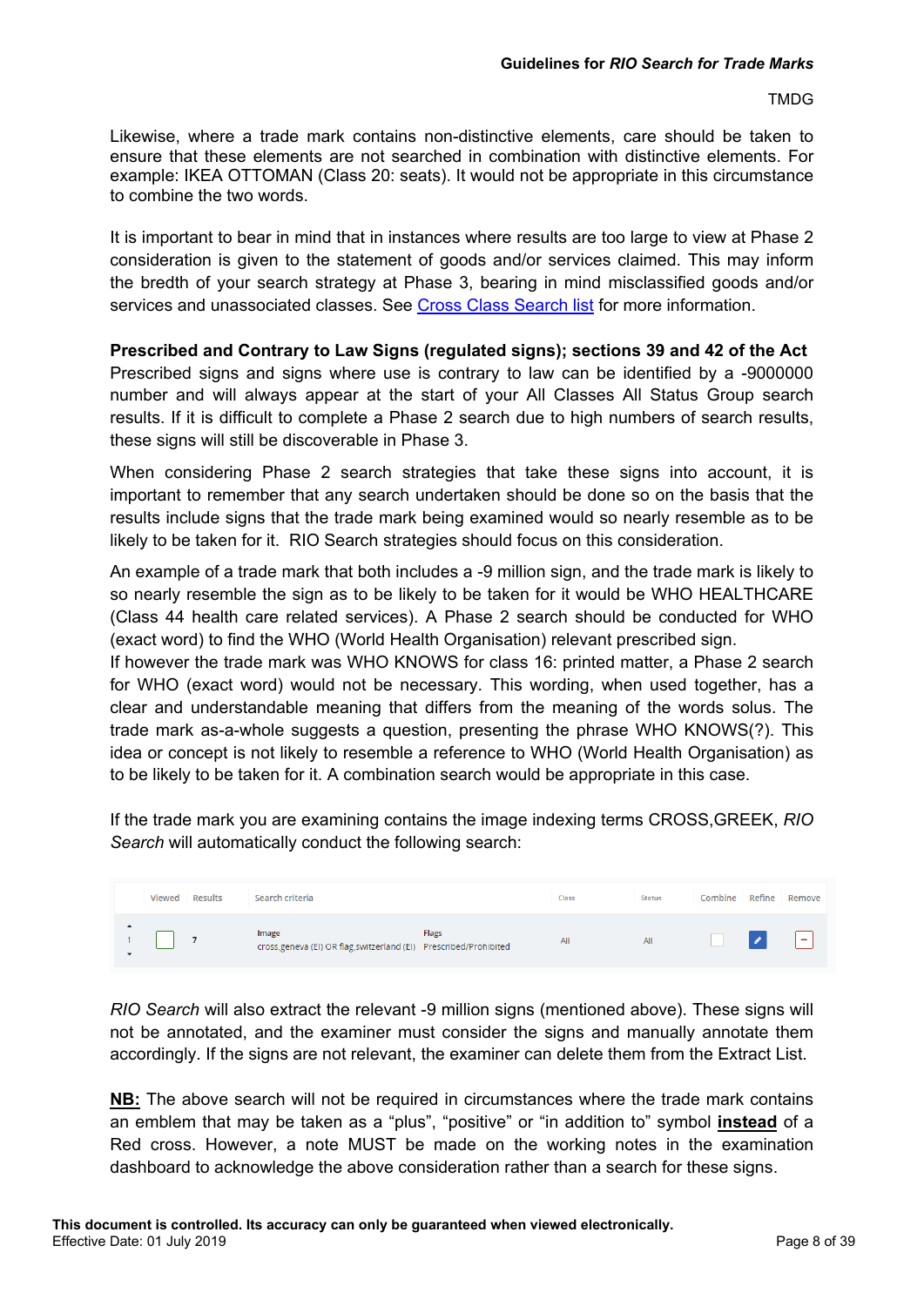Likewise, where a trade mark contains non-distinctive elements, care should be taken to ensure that these elements are not searched in combination with distinctive elements. For example: IKEA OTTOMAN (Class 20: seats). It would not be appropriate in this circumstance to combine the two words.

It is important to bear in mind that in instances where results are too large to view at Phase 2 consideration is given to the statement of goods and/or services claimed. This may inform the bredth of your search strategy at Phase 3, bearing in mind misclassified goods and/or services and unassociated classes. See [Cross Class Search list] for more information.

**Prescribed and Contrary to Law Signs (regulated signs); sections 39 and 42 of the Act**

Prescribed signs and signs where use is contrary to law can be identified by a -9000000 number and will always appear at the start of your All Classes All Status Group search results. If it is difficult to complete a Phase 2 search due to high numbers of search results, these signs will still be discoverable in Phase 3.

When considering Phase 2 search strategies that take these signs into account, it is important to remember that any search undertaken should be done so on the basis that the results include signs that the trade mark being examined would so nearly resemble as to be likely to be taken for it. RIO Search strategies should focus on this consideration.

An example of a trade mark that both includes a -9 million sign, and the trade mark is likely to so nearly resemble the sign as to be likely to be taken for it would be WHO HEALTHCARE (Class 44 health care related services). A Phase 2 search should be conducted for WHO (exact word) to find the WHO (World Health Organisation) relevant prescribed sign.

If however the trade mark was WHO KNOWS for class 16: printed matter, a Phase 2 search for WHO (exact word) would not be necessary. This wording, when used together, has a clear and understandable meaning that differs from the meaning of the words solus. The trade mark as-a-whole suggests a question, presenting the phrase WHO KNOWS(?). This idea or concept is not likely to resemble a reference to WHO (World Health Organisation) as to be likely to be taken for it. A combination search would be appropriate in this case.

If the trade mark you are examining contains the image indexing terms CROSS,GREEK, *RIO Search* will automatically conduct the following search:

|  | Viewed | Results | Search criteria | | Class | Status | Combine | Refine | Remove |
|---|---|---|---|---|---|---|---|---|---|
| 1 | ☐ | 7 | Image<br>cross.geneva (EI) OR flag.switzerland (EI) | Flags<br>Prescribed/Prohibited | All | All | ☐ | ✎ | − |

*RIO Search* will also extract the relevant -9 million signs (mentioned above). These signs will not be annotated, and the examiner must consider the signs and manually annotate them accordingly. If the signs are not relevant, the examiner can delete them from the Extract List.

**NB:** The above search will not be required in circumstances where the trade mark contains an emblem that may be taken as a "plus", "positive" or "in addition to" symbol **instead** of a Red cross. However, a note MUST be made on the working notes in the examination dashboard to acknowledge the above consideration rather than a search for these signs.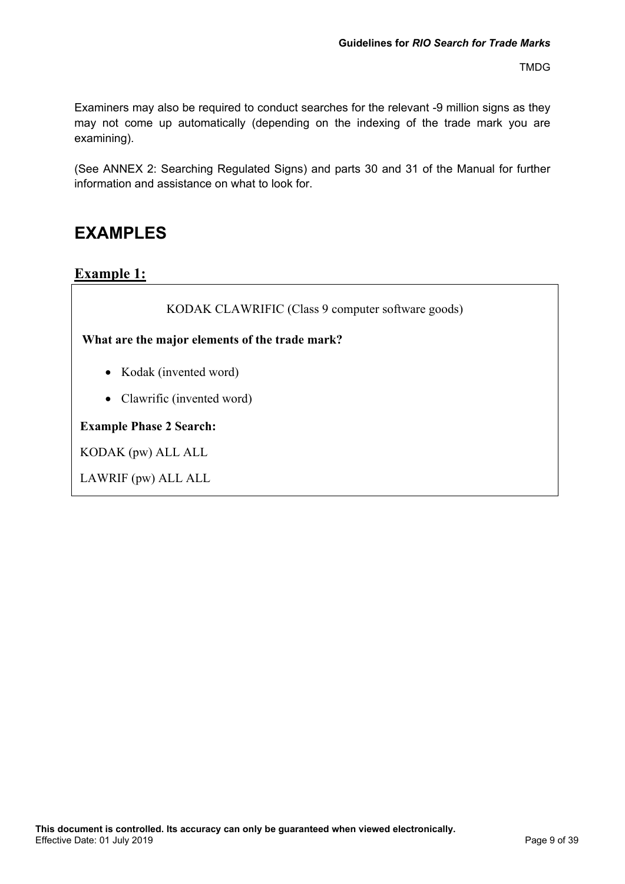Examiners may also be required to conduct searches for the relevant -9 million signs as they may not come up automatically (depending on the indexing of the trade mark you are examining).

(See ANNEX 2: Searching Regulated Signs) and parts 30 and 31 of the Manual for further information and assistance on what to look for.

# EXAMPLES

## Example 1:

KODAK CLAWRIFIC (Class 9 computer software goods)

**What are the major elements of the trade mark?**

- Kodak (invented word)
- Clawrific (invented word)

**Example Phase 2 Search:**

KODAK (pw) ALL ALL

LAWRIF (pw) ALL ALL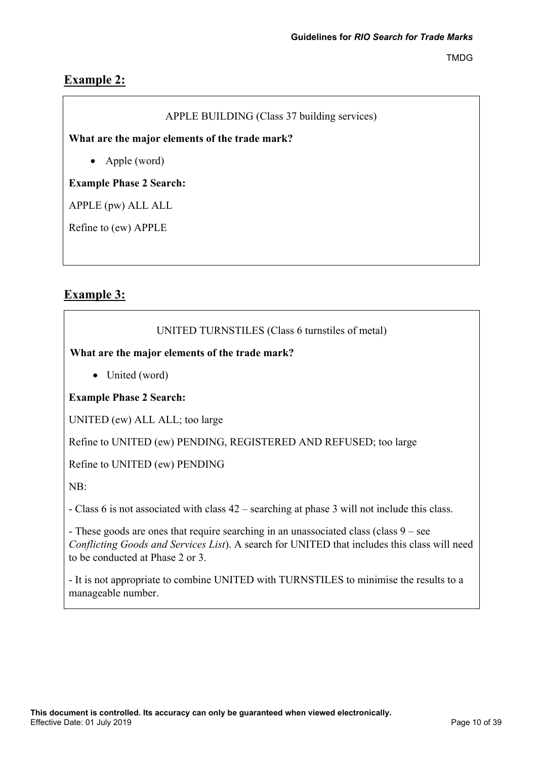## Example 2:

APPLE BUILDING (Class 37 building services)

**What are the major elements of the trade mark?**

- Apple (word)

**Example Phase 2 Search:**

APPLE (pw) ALL ALL

Refine to (ew) APPLE

## Example 3:

UNITED TURNSTILES (Class 6 turnstiles of metal)

**What are the major elements of the trade mark?**

- United (word)

**Example Phase 2 Search:**

UNITED (ew) ALL ALL; too large

Refine to UNITED (ew) PENDING, REGISTERED AND REFUSED; too large

Refine to UNITED (ew) PENDING

NB:

- Class 6 is not associated with class 42 – searching at phase 3 will not include this class.

- These goods are ones that require searching in an unassociated class (class 9 – see *Conflicting Goods and Services List*). A search for UNITED that includes this class will need to be conducted at Phase 2 or 3.

- It is not appropriate to combine UNITED with TURNSTILES to minimise the results to a manageable number.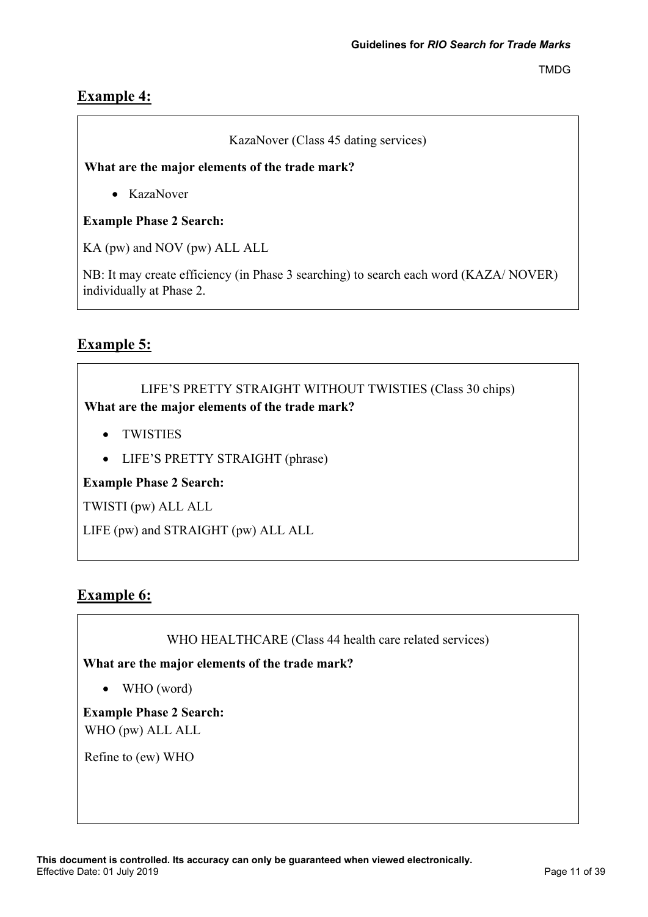## Example 4:

KazaNover (Class 45 dating services)

**What are the major elements of the trade mark?**

- KazaNover

**Example Phase 2 Search:**

KA (pw) and NOV (pw) ALL ALL

NB: It may create efficiency (in Phase 3 searching) to search each word (KAZA/ NOVER) individually at Phase 2.

## Example 5:

LIFE'S PRETTY STRAIGHT WITHOUT TWISTIES (Class 30 chips)

**What are the major elements of the trade mark?**

- TWISTIES
- LIFE'S PRETTY STRAIGHT (phrase)

**Example Phase 2 Search:**

TWISTI (pw) ALL ALL

LIFE (pw) and STRAIGHT (pw) ALL ALL

## Example 6:

WHO HEALTHCARE (Class 44 health care related services)

**What are the major elements of the trade mark?**

- WHO (word)

**Example Phase 2 Search:**

WHO (pw) ALL ALL

Refine to (ew) WHO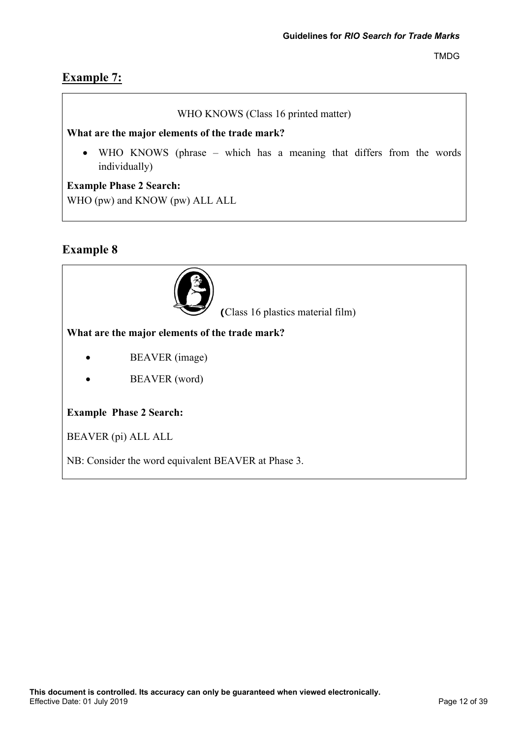## Example 7:

WHO KNOWS (Class 16 printed matter)

**What are the major elements of the trade mark?**

- WHO KNOWS (phrase – which has a meaning that differs from the words individually)

**Example Phase 2 Search:**

WHO (pw) and KNOW (pw) ALL ALL

## Example 8

**(**Class 16 plastics material film)

**What are the major elements of the trade mark?**

- BEAVER (image)
- BEAVER (word)

**Example Phase 2 Search:**

BEAVER (pi) ALL ALL

NB: Consider the word equivalent BEAVER at Phase 3.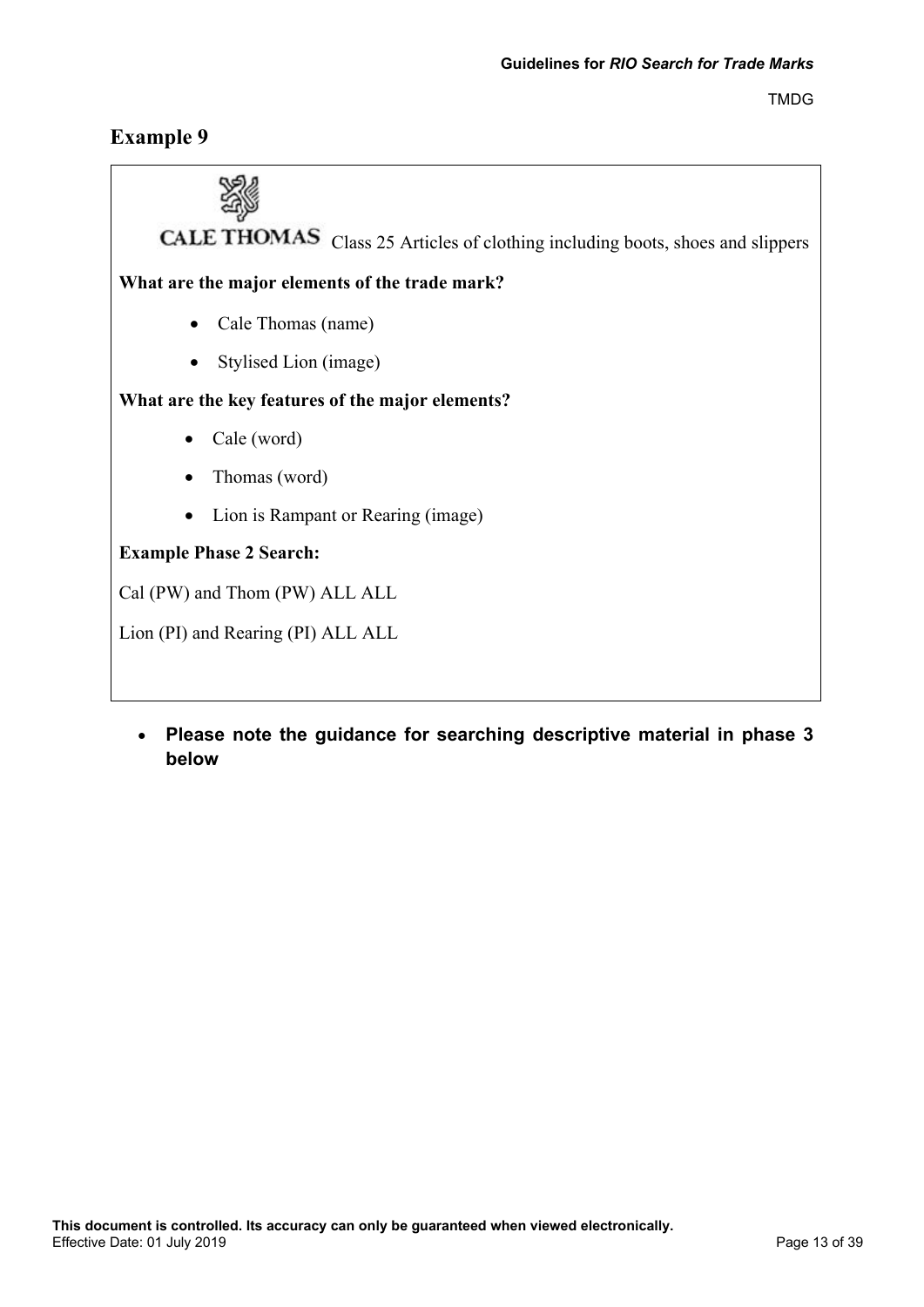## Example 9

CALE THOMAS Class 25 Articles of clothing including boots, shoes and slippers

**What are the major elements of the trade mark?**

- Cale Thomas (name)
- Stylised Lion (image)

**What are the key features of the major elements?**

- Cale (word)
- Thomas (word)
- Lion is Rampant or Rearing (image)

**Example Phase 2 Search:**

Cal (PW) and Thom (PW) ALL ALL

Lion (PI) and Rearing (PI) ALL ALL

- **Please note the guidance for searching descriptive material in phase 3 below**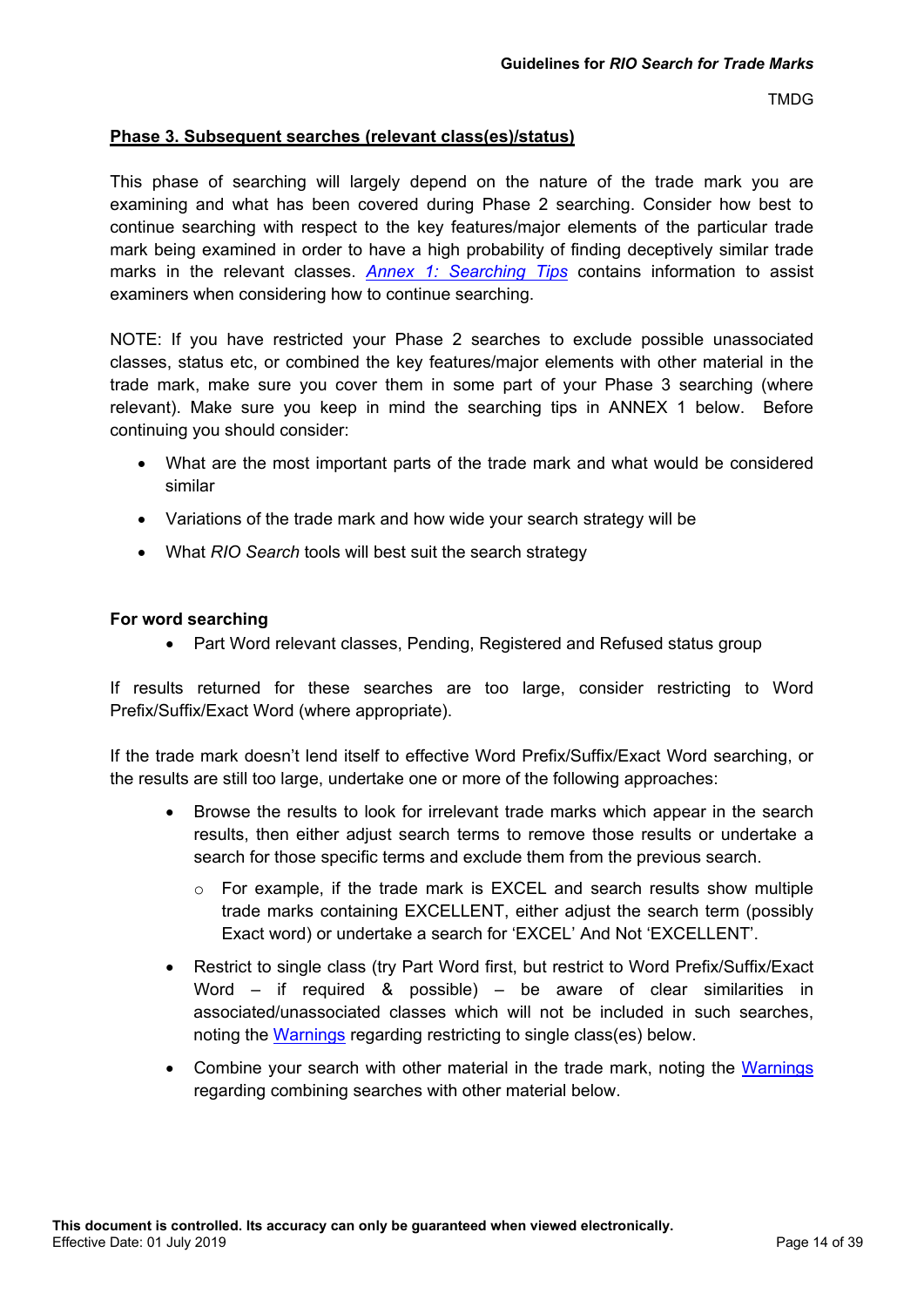## Phase 3. Subsequent searches (relevant class(es)/status)

This phase of searching will largely depend on the nature of the trade mark you are examining and what has been covered during Phase 2 searching. Consider how best to continue searching with respect to the key features/major elements of the particular trade mark being examined in order to have a high probability of finding deceptively similar trade marks in the relevant classes. *Annex 1: Searching Tips* contains information to assist examiners when considering how to continue searching.

NOTE: If you have restricted your Phase 2 searches to exclude possible unassociated classes, status etc, or combined the key features/major elements with other material in the trade mark, make sure you cover them in some part of your Phase 3 searching (where relevant). Make sure you keep in mind the searching tips in ANNEX 1 below. Before continuing you should consider:

- What are the most important parts of the trade mark and what would be considered similar
- Variations of the trade mark and how wide your search strategy will be
- What *RIO Search* tools will best suit the search strategy

**For word searching**

- Part Word relevant classes, Pending, Registered and Refused status group

If results returned for these searches are too large, consider restricting to Word Prefix/Suffix/Exact Word (where appropriate).

If the trade mark doesn't lend itself to effective Word Prefix/Suffix/Exact Word searching, or the results are still too large, undertake one or more of the following approaches:

- Browse the results to look for irrelevant trade marks which appear in the search results, then either adjust search terms to remove those results or undertake a search for those specific terms and exclude them from the previous search.
  - For example, if the trade mark is EXCEL and search results show multiple trade marks containing EXCELLENT, either adjust the search term (possibly Exact word) or undertake a search for 'EXCEL' And Not 'EXCELLENT'.
- Restrict to single class (try Part Word first, but restrict to Word Prefix/Suffix/Exact Word – if required & possible) – be aware of clear similarities in associated/unassociated classes which will not be included in such searches, noting the Warnings regarding restricting to single class(es) below.
- Combine your search with other material in the trade mark, noting the Warnings regarding combining searches with other material below.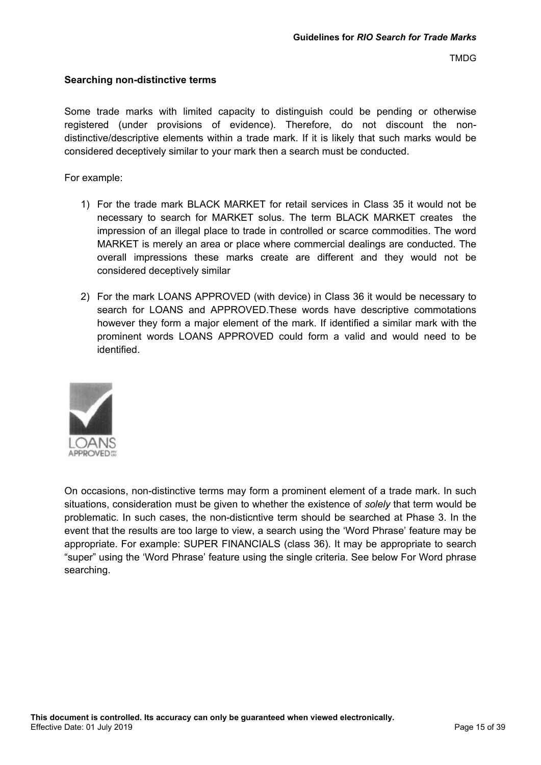### Searching non-distinctive terms

Some trade marks with limited capacity to distinguish could be pending or otherwise registered (under provisions of evidence). Therefore, do not discount the non-distinctive/descriptive elements within a trade mark. If it is likely that such marks would be considered deceptively similar to your mark then a search must be conducted.

For example:

1) For the trade mark BLACK MARKET for retail services in Class 35 it would not be necessary to search for MARKET solus. The term BLACK MARKET creates the impression of an illegal place to trade in controlled or scarce commodities. The word MARKET is merely an area or place where commercial dealings are conducted. The overall impressions these marks create are different and they would not be considered deceptively similar

2) For the mark LOANS APPROVED (with device) in Class 36 it would be necessary to search for LOANS and APPROVED.These words have descriptive commotations however they form a major element of the mark. If identified a similar mark with the prominent words LOANS APPROVED could form a valid and would need to be identified.

On occasions, non-distinctive terms may form a prominent element of a trade mark. In such situations, consideration must be given to whether the existence of *solely* that term would be problematic. In such cases, the non-disticntive term should be searched at Phase 3. In the event that the results are too large to view, a search using the 'Word Phrase' feature may be appropriate. For example: SUPER FINANCIALS (class 36). It may be appropriate to search "super" using the 'Word Phrase' feature using the single criteria. See below For Word phrase searching.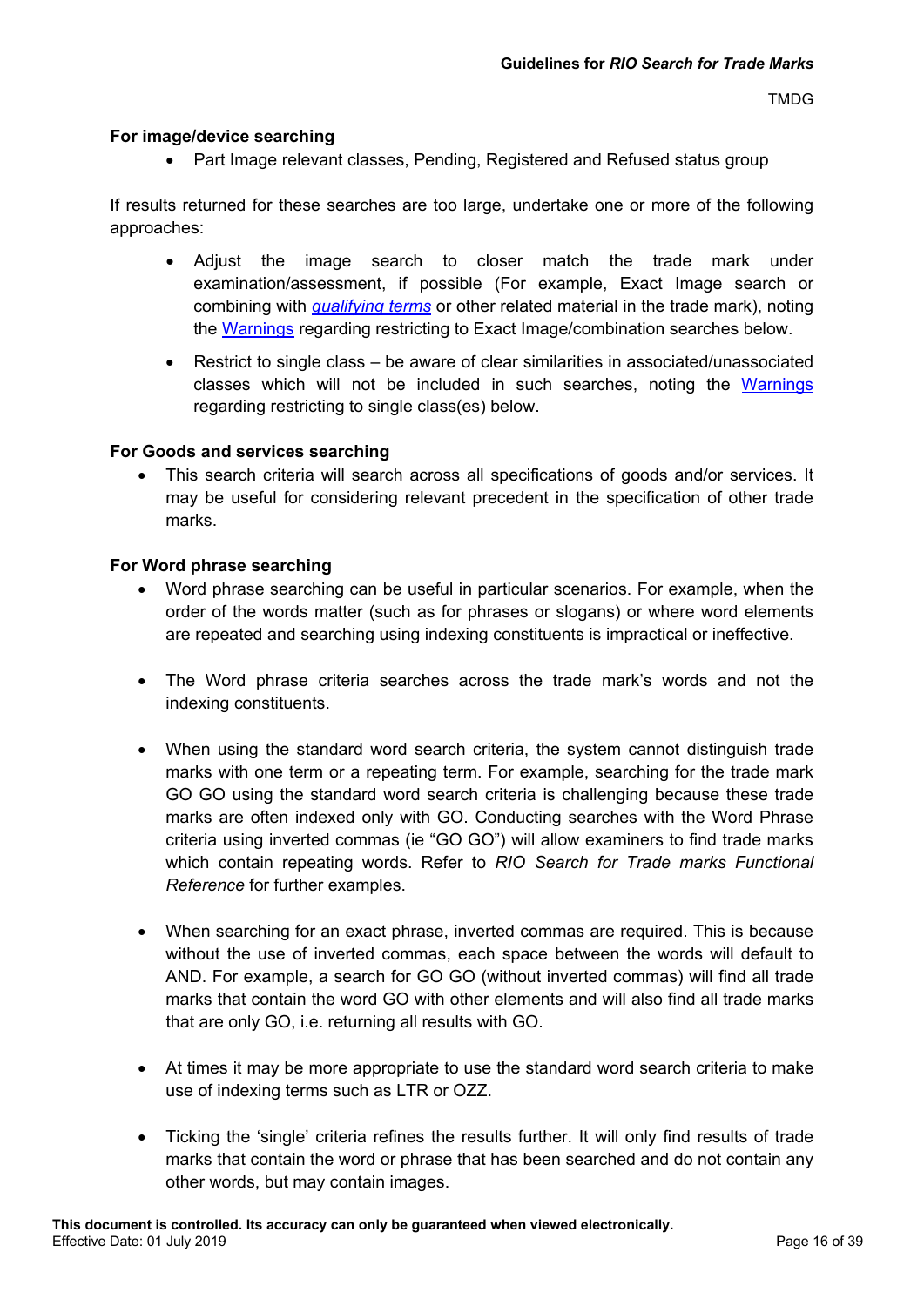#### For image/device searching

- Part Image relevant classes, Pending, Registered and Refused status group

If results returned for these searches are too large, undertake one or more of the following approaches:

- Adjust the image search to closer match the trade mark under examination/assessment, if possible (For example, Exact Image search or combining with *qualifying terms* or other related material in the trade mark), noting the Warnings regarding restricting to Exact Image/combination searches below.
- Restrict to single class – be aware of clear similarities in associated/unassociated classes which will not be included in such searches, noting the Warnings regarding restricting to single class(es) below.

#### For Goods and services searching

- This search criteria will search across all specifications of goods and/or services. It may be useful for considering relevant precedent in the specification of other trade marks.

#### For Word phrase searching

- Word phrase searching can be useful in particular scenarios. For example, when the order of the words matter (such as for phrases or slogans) or where word elements are repeated and searching using indexing constituents is impractical or ineffective.
- The Word phrase criteria searches across the trade mark's words and not the indexing constituents.
- When using the standard word search criteria, the system cannot distinguish trade marks with one term or a repeating term. For example, searching for the trade mark GO GO using the standard word search criteria is challenging because these trade marks are often indexed only with GO. Conducting searches with the Word Phrase criteria using inverted commas (ie "GO GO") will allow examiners to find trade marks which contain repeating words. Refer to *RIO Search for Trade marks Functional Reference* for further examples.
- When searching for an exact phrase, inverted commas are required. This is because without the use of inverted commas, each space between the words will default to AND. For example, a search for GO GO (without inverted commas) will find all trade marks that contain the word GO with other elements and will also find all trade marks that are only GO, i.e. returning all results with GO.
- At times it may be more appropriate to use the standard word search criteria to make use of indexing terms such as LTR or OZZ.
- Ticking the 'single' criteria refines the results further. It will only find results of trade marks that contain the word or phrase that has been searched and do not contain any other words, but may contain images.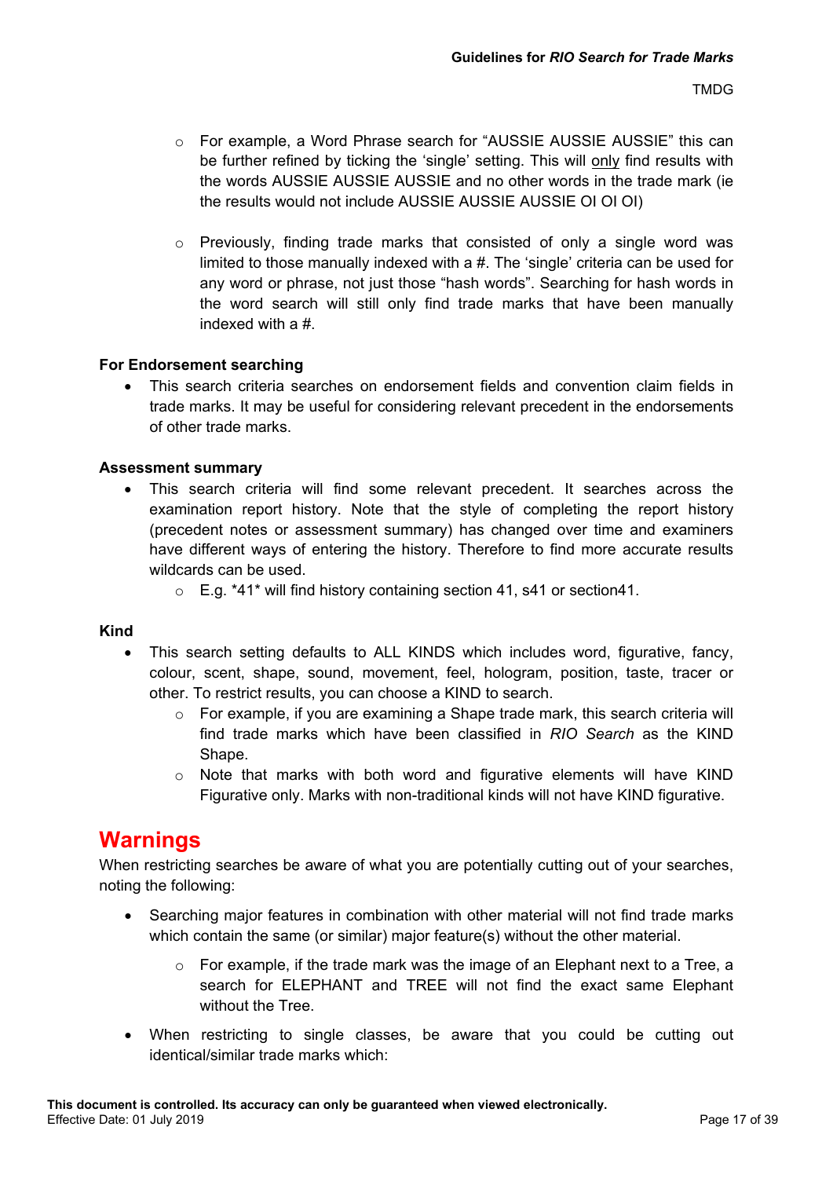- For example, a Word Phrase search for "AUSSIE AUSSIE AUSSIE" this can be further refined by ticking the 'single' setting. This will <u>only</u> find results with the words AUSSIE AUSSIE AUSSIE and no other words in the trade mark (ie the results would not include AUSSIE AUSSIE AUSSIE OI OI OI)

- Previously, finding trade marks that consisted of only a single word was limited to those manually indexed with a #. The 'single' criteria can be used for any word or phrase, not just those "hash words". Searching for hash words in the word search will still only find trade marks that have been manually indexed with a #.

**For Endorsement searching**

- This search criteria searches on endorsement fields and convention claim fields in trade marks. It may be useful for considering relevant precedent in the endorsements of other trade marks.

**Assessment summary**

- This search criteria will find some relevant precedent. It searches across the examination report history. Note that the style of completing the report history (precedent notes or assessment summary) has changed over time and examiners have different ways of entering the history. Therefore to find more accurate results wildcards can be used.
  - E.g. *41* will find history containing section 41, s41 or section41.

**Kind**

- This search setting defaults to ALL KINDS which includes word, figurative, fancy, colour, scent, shape, sound, movement, feel, hologram, position, taste, tracer or other. To restrict results, you can choose a KIND to search.
  - For example, if you are examining a Shape trade mark, this search criteria will find trade marks which have been classified in *RIO Search* as the KIND Shape.
  - Note that marks with both word and figurative elements will have KIND Figurative only. Marks with non-traditional kinds will not have KIND figurative.

## Warnings

When restricting searches be aware of what you are potentially cutting out of your searches, noting the following:

- Searching major features in combination with other material will not find trade marks which contain the same (or similar) major feature(s) without the other material.

  - For example, if the trade mark was the image of an Elephant next to a Tree, a search for ELEPHANT and TREE will not find the exact same Elephant without the Tree.

- When restricting to single classes, be aware that you could be cutting out identical/similar trade marks which: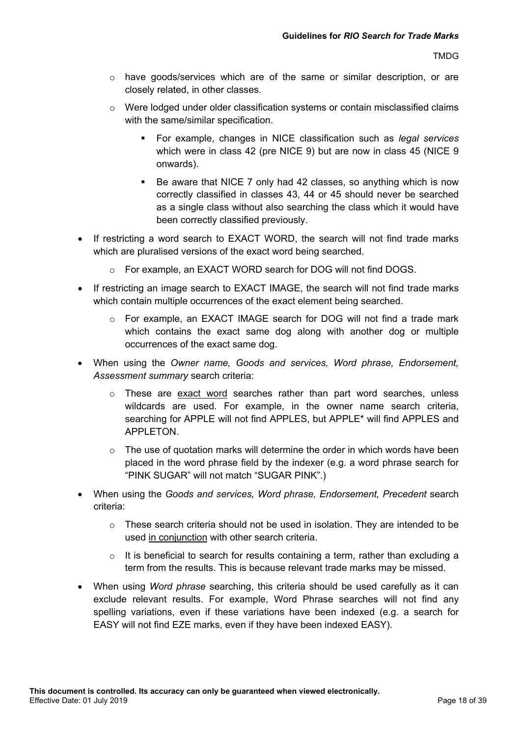- have goods/services which are of the same or similar description, or are closely related, in other classes.
    - Were lodged under older classification systems or contain misclassified claims with the same/similar specification.
        - For example, changes in NICE classification such as *legal services* which were in class 42 (pre NICE 9) but are now in class 45 (NICE 9 onwards).
        - Be aware that NICE 7 only had 42 classes, so anything which is now correctly classified in classes 43, 44 or 45 should never be searched as a single class without also searching the class which it would have been correctly classified previously.
- If restricting a word search to EXACT WORD, the search will not find trade marks which are pluralised versions of the exact word being searched.
    - For example, an EXACT WORD search for DOG will not find DOGS.
- If restricting an image search to EXACT IMAGE, the search will not find trade marks which contain multiple occurrences of the exact element being searched.
    - For example, an EXACT IMAGE search for DOG will not find a trade mark which contains the exact same dog along with another dog or multiple occurrences of the exact same dog.
- When using the *Owner name, Goods and services, Word phrase, Endorsement, Assessment summary* search criteria:
    - These are <u>exact word</u> searches rather than part word searches, unless wildcards are used. For example, in the owner name search criteria, searching for APPLE will not find APPLES, but APPLE* will find APPLES and APPLETON.
    - The use of quotation marks will determine the order in which words have been placed in the word phrase field by the indexer (e.g. a word phrase search for “PINK SUGAR” will not match “SUGAR PINK”.)
- When using the *Goods and services, Word phrase, Endorsement, Precedent* search criteria:
    - These search criteria should not be used in isolation. They are intended to be used <u>in conjunction</u> with other search criteria.
    - It is beneficial to search for results containing a term, rather than excluding a term from the results. This is because relevant trade marks may be missed.
- When using *Word phrase* searching, this criteria should be used carefully as it can exclude relevant results. For example, Word Phrase searches will not find any spelling variations, even if these variations have been indexed (e.g. a search for EASY will not find EZE marks, even if they have been indexed EASY).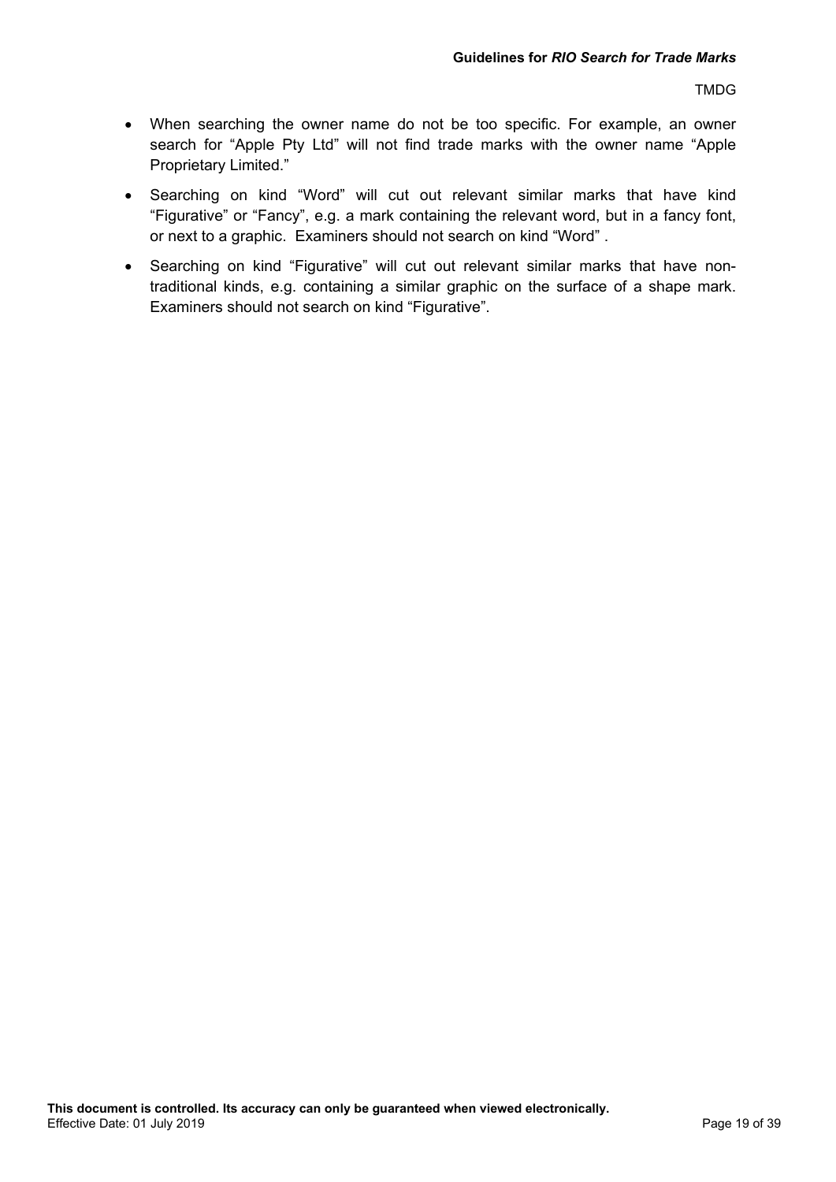- When searching the owner name do not be too specific. For example, an owner search for “Apple Pty Ltd” will not find trade marks with the owner name “Apple Proprietary Limited.”
- Searching on kind “Word” will cut out relevant similar marks that have kind “Figurative” or “Fancy”, e.g. a mark containing the relevant word, but in a fancy font, or next to a graphic. Examiners should not search on kind “Word” .
- Searching on kind “Figurative” will cut out relevant similar marks that have non-traditional kinds, e.g. containing a similar graphic on the surface of a shape mark. Examiners should not search on kind “Figurative”.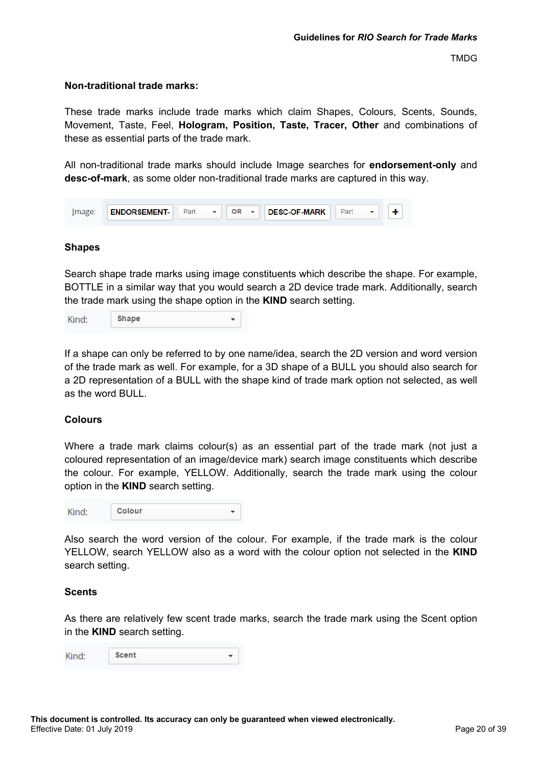**Non-traditional trade marks:**

These trade marks include trade marks which claim Shapes, Colours, Scents, Sounds, Movement, Taste, Feel, **Hologram, Position, Taste, Tracer, Other** and combinations of these as essential parts of the trade mark.

All non-traditional trade marks should include Image searches for **endorsement-only** and **desc-of-mark**, as some older non-traditional trade marks are captured in this way.

Image: ENDORSEMENT- | Part | OR | DESC-OF-MARK | Part | +

### Shapes

Search shape trade marks using image constituents which describe the shape. For example, BOTTLE in a similar way that you would search a 2D device trade mark. Additionally, search the trade mark using the shape option in the **KIND** search setting.

Kind: Shape

If a shape can only be referred to by one name/idea, search the 2D version and word version of the trade mark as well. For example, for a 3D shape of a BULL you should also search for a 2D representation of a BULL with the shape kind of trade mark option not selected, as well as the word BULL.

### Colours

Where a trade mark claims colour(s) as an essential part of the trade mark (not just a coloured representation of an image/device mark) search image constituents which describe the colour. For example, YELLOW. Additionally, search the trade mark using the colour option in the **KIND** search setting.

Kind: Colour

Also search the word version of the colour. For example, if the trade mark is the colour YELLOW, search YELLOW also as a word with the colour option not selected in the **KIND** search setting.

### Scents

As there are relatively few scent trade marks, search the trade mark using the Scent option in the **KIND** search setting.

Kind: Scent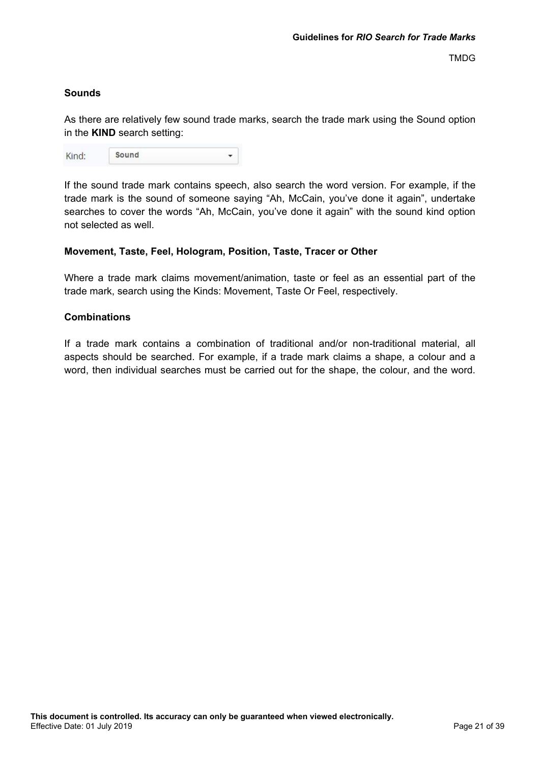### Sounds

As there are relatively few sound trade marks, search the trade mark using the Sound option in the **KIND** search setting:

Kind: Sound

If the sound trade mark contains speech, also search the word version. For example, if the trade mark is the sound of someone saying “Ah, McCain, you’ve done it again”, undertake searches to cover the words “Ah, McCain, you’ve done it again” with the sound kind option not selected as well.

### Movement, Taste, Feel, Hologram, Position, Taste, Tracer or Other

Where a trade mark claims movement/animation, taste or feel as an essential part of the trade mark, search using the Kinds: Movement, Taste Or Feel, respectively.

### Combinations

If a trade mark contains a combination of traditional and/or non-traditional material, all aspects should be searched. For example, if a trade mark claims a shape, a colour and a word, then individual searches must be carried out for the shape, the colour, and the word.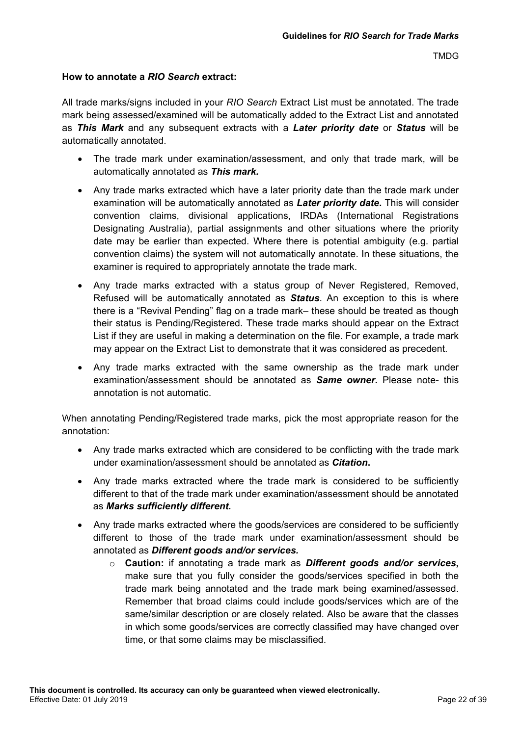**How to annotate a *RIO Search* extract:**

All trade marks/signs included in your *RIO Search* Extract List must be annotated. The trade mark being assessed/examined will be automatically added to the Extract List and annotated as ***This Mark*** and any subsequent extracts with a ***Later priority date*** or ***Status*** will be automatically annotated.

- The trade mark under examination/assessment, and only that trade mark, will be automatically annotated as ***This mark.***
- Any trade marks extracted which have a later priority date than the trade mark under examination will be automatically annotated as ***Later priority date*****.** This will consider convention claims, divisional applications, IRDAs (International Registrations Designating Australia), partial assignments and other situations where the priority date may be earlier than expected. Where there is potential ambiguity (e.g. partial convention claims) the system will not automatically annotate. In these situations, the examiner is required to appropriately annotate the trade mark.
- Any trade marks extracted with a status group of Never Registered, Removed, Refused will be automatically annotated as ***Status***. An exception to this is where there is a "Revival Pending" flag on a trade mark– these should be treated as though their status is Pending/Registered. These trade marks should appear on the Extract List if they are useful in making a determination on the file. For example, a trade mark may appear on the Extract List to demonstrate that it was considered as precedent.
- Any trade marks extracted with the same ownership as the trade mark under examination/assessment should be annotated as ***Same owner*****.** Please note- this annotation is not automatic.

When annotating Pending/Registered trade marks, pick the most appropriate reason for the annotation:

- Any trade marks extracted which are considered to be conflicting with the trade mark under examination/assessment should be annotated as ***Citation*****.**
- Any trade marks extracted where the trade mark is considered to be sufficiently different to that of the trade mark under examination/assessment should be annotated as ***Marks sufficiently different.***
- Any trade marks extracted where the goods/services are considered to be sufficiently different to those of the trade mark under examination/assessment should be annotated as ***Different goods and/or services.***
    - **Caution:** if annotating a trade mark as ***Different goods and/or services*****,** make sure that you fully consider the goods/services specified in both the trade mark being annotated and the trade mark being examined/assessed. Remember that broad claims could include goods/services which are of the same/similar description or are closely related. Also be aware that the classes in which some goods/services are correctly classified may have changed over time, or that some claims may be misclassified.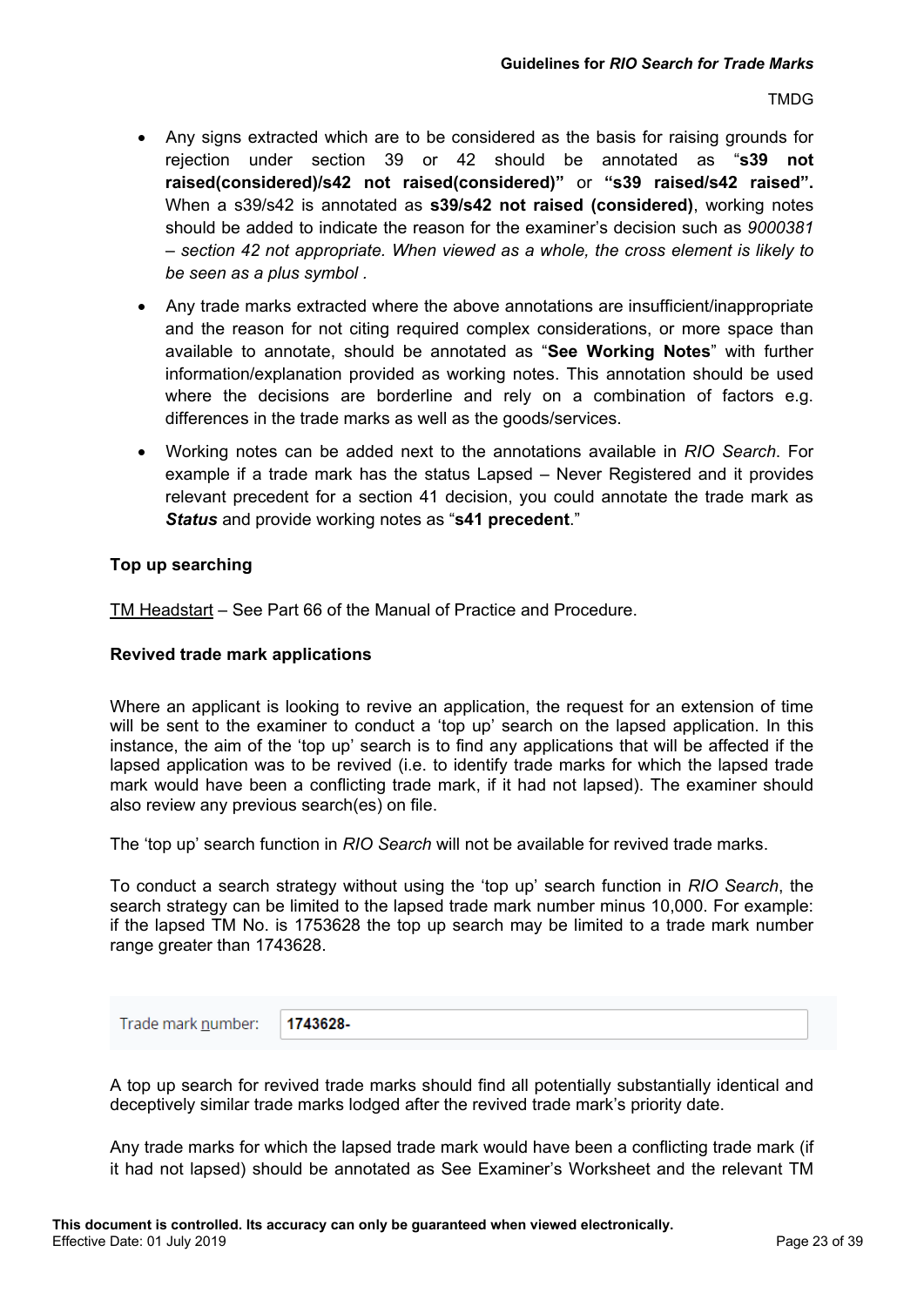- Any signs extracted which are to be considered as the basis for raising grounds for rejection under section 39 or 42 should be annotated as "**s39 not raised(considered)/s42 not raised(considered)"** or **"s39 raised/s42 raised".** When a s39/s42 is annotated as **s39/s42 not raised (considered)**, working notes should be added to indicate the reason for the examiner's decision such as *9000381 – section 42 not appropriate. When viewed as a whole, the cross element is likely to be seen as a plus symbol .*
- Any trade marks extracted where the above annotations are insufficient/inappropriate and the reason for not citing required complex considerations, or more space than available to annotate, should be annotated as "**See Working Notes**" with further information/explanation provided as working notes. This annotation should be used where the decisions are borderline and rely on a combination of factors e.g. differences in the trade marks as well as the goods/services.
- Working notes can be added next to the annotations available in *RIO Search*. For example if a trade mark has the status Lapsed – Never Registered and it provides relevant precedent for a section 41 decision, you could annotate the trade mark as ***Status*** and provide working notes as "**s41 precedent**."

**Top up searching**

TM Headstart – See Part 66 of the Manual of Practice and Procedure.

**Revived trade mark applications**

Where an applicant is looking to revive an application, the request for an extension of time will be sent to the examiner to conduct a 'top up' search on the lapsed application. In this instance, the aim of the 'top up' search is to find any applications that will be affected if the lapsed application was to be revived (i.e. to identify trade marks for which the lapsed trade mark would have been a conflicting trade mark, if it had not lapsed). The examiner should also review any previous search(es) on file.

The 'top up' search function in *RIO Search* will not be available for revived trade marks.

To conduct a search strategy without using the 'top up' search function in *RIO Search*, the search strategy can be limited to the lapsed trade mark number minus 10,000. For example: if the lapsed TM No. is 1753628 the top up search may be limited to a trade mark number range greater than 1743628.

| Trade mark number: | **1743628-** |
|---|---|

A top up search for revived trade marks should find all potentially substantially identical and deceptively similar trade marks lodged after the revived trade mark's priority date.

Any trade marks for which the lapsed trade mark would have been a conflicting trade mark (if it had not lapsed) should be annotated as See Examiner's Worksheet and the relevant TM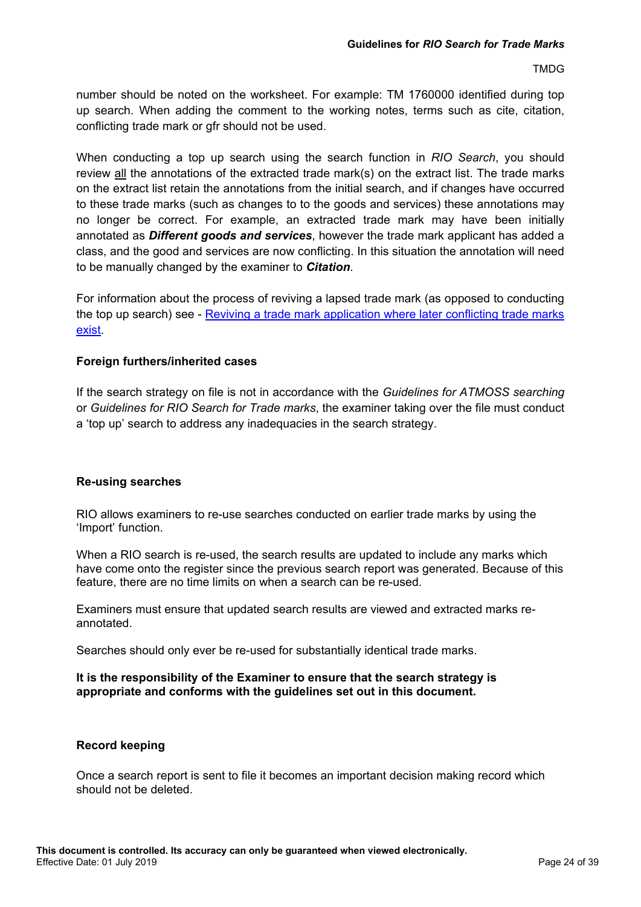number should be noted on the worksheet. For example: TM 1760000 identified during top up search. When adding the comment to the working notes, terms such as cite, citation, conflicting trade mark or gfr should not be used.

When conducting a top up search using the search function in *RIO Search*, you should review all the annotations of the extracted trade mark(s) on the extract list. The trade marks on the extract list retain the annotations from the initial search, and if changes have occurred to these trade marks (such as changes to to the goods and services) these annotations may no longer be correct. For example, an extracted trade mark may have been initially annotated as ***Different goods and services***, however the trade mark applicant has added a class, and the good and services are now conflicting. In this situation the annotation will need to be manually changed by the examiner to ***Citation***.

For information about the process of reviving a lapsed trade mark (as opposed to conducting the top up search) see - Reviving a trade mark application where later conflicting trade marks exist.

### Foreign furthers/inherited cases

If the search strategy on file is not in accordance with the *Guidelines for ATMOSS searching* or *Guidelines for RIO Search for Trade marks*, the examiner taking over the file must conduct a 'top up' search to address any inadequacies in the search strategy.

### Re-using searches

RIO allows examiners to re-use searches conducted on earlier trade marks by using the 'Import' function.

When a RIO search is re-used, the search results are updated to include any marks which have come onto the register since the previous search report was generated. Because of this feature, there are no time limits on when a search can be re-used.

Examiners must ensure that updated search results are viewed and extracted marks re-annotated.

Searches should only ever be re-used for substantially identical trade marks.

**It is the responsibility of the Examiner to ensure that the search strategy is appropriate and conforms with the guidelines set out in this document.**

### Record keeping

Once a search report is sent to file it becomes an important decision making record which should not be deleted.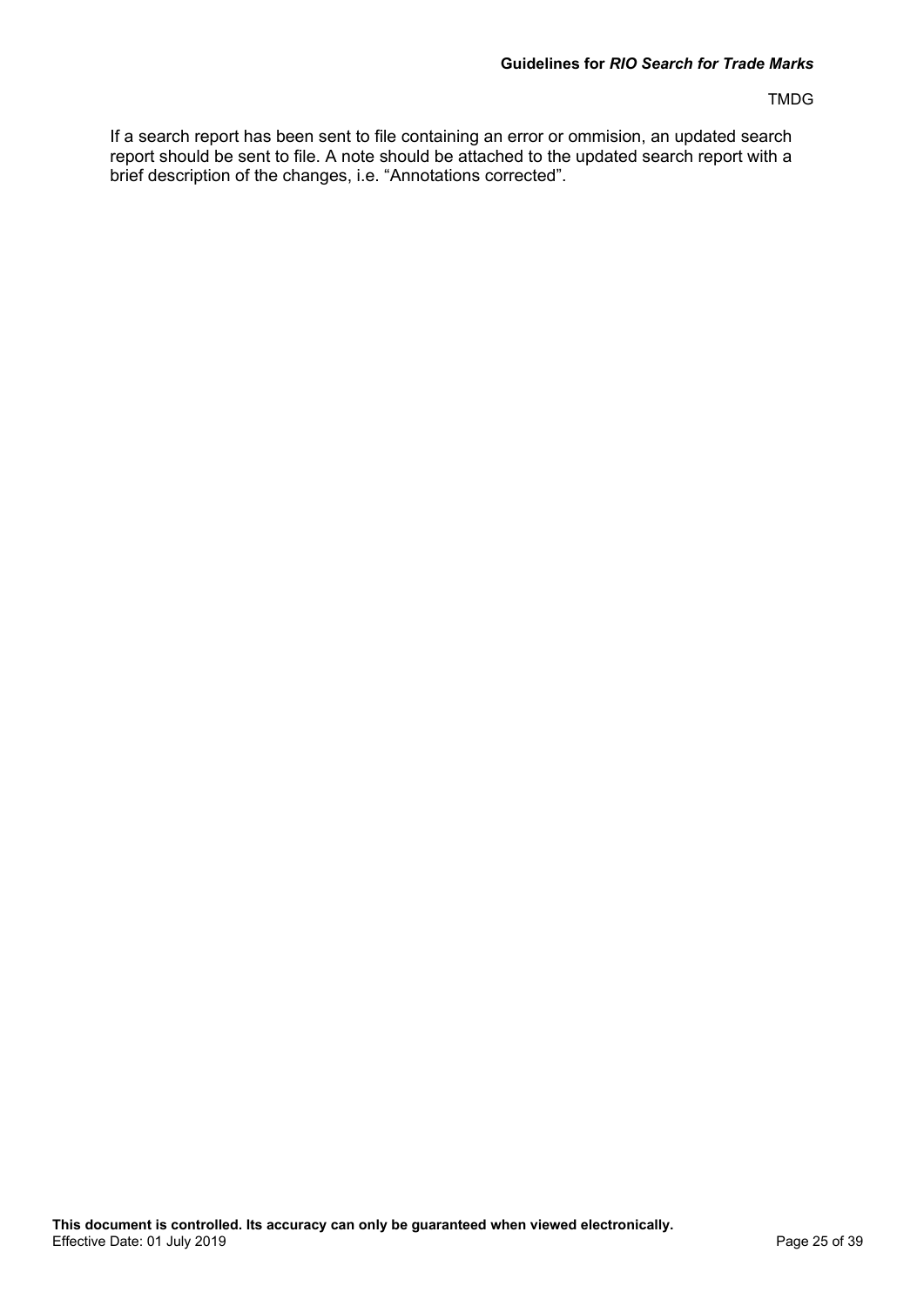If a search report has been sent to file containing an error or ommision, an updated search report should be sent to file. A note should be attached to the updated search report with a brief description of the changes, i.e. “Annotations corrected”.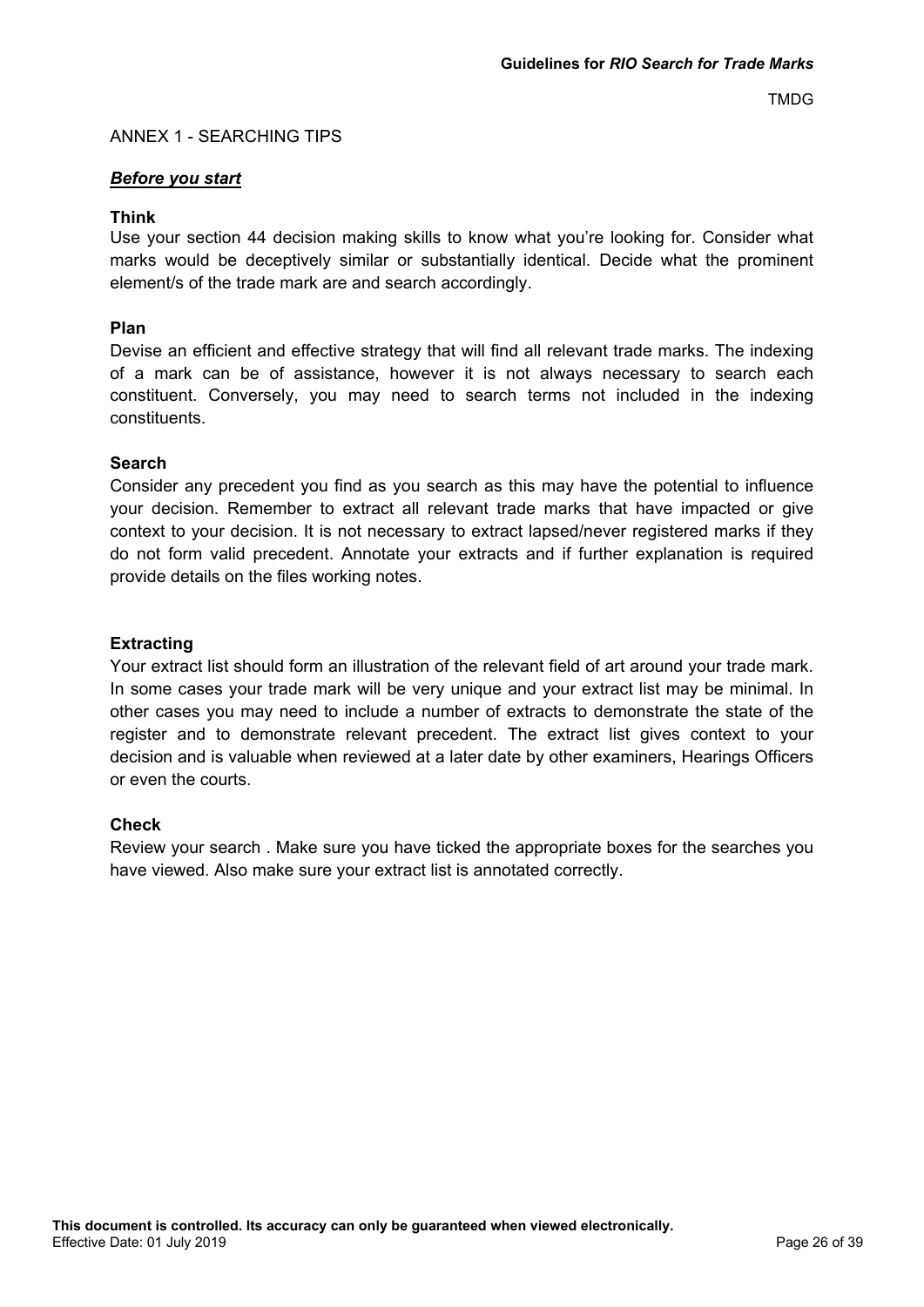## ANNEX 1 - SEARCHING TIPS

### ***Before you start***

**Think**

Use your section 44 decision making skills to know what you're looking for. Consider what marks would be deceptively similar or substantially identical. Decide what the prominent element/s of the trade mark are and search accordingly.

**Plan**

Devise an efficient and effective strategy that will find all relevant trade marks. The indexing of a mark can be of assistance, however it is not always necessary to search each constituent. Conversely, you may need to search terms not included in the indexing constituents.

**Search**

Consider any precedent you find as you search as this may have the potential to influence your decision. Remember to extract all relevant trade marks that have impacted or give context to your decision. It is not necessary to extract lapsed/never registered marks if they do not form valid precedent. Annotate your extracts and if further explanation is required provide details on the files working notes.

**Extracting**

Your extract list should form an illustration of the relevant field of art around your trade mark. In some cases your trade mark will be very unique and your extract list may be minimal. In other cases you may need to include a number of extracts to demonstrate the state of the register and to demonstrate relevant precedent. The extract list gives context to your decision and is valuable when reviewed at a later date by other examiners, Hearings Officers or even the courts.

**Check**

Review your search . Make sure you have ticked the appropriate boxes for the searches you have viewed. Also make sure your extract list is annotated correctly.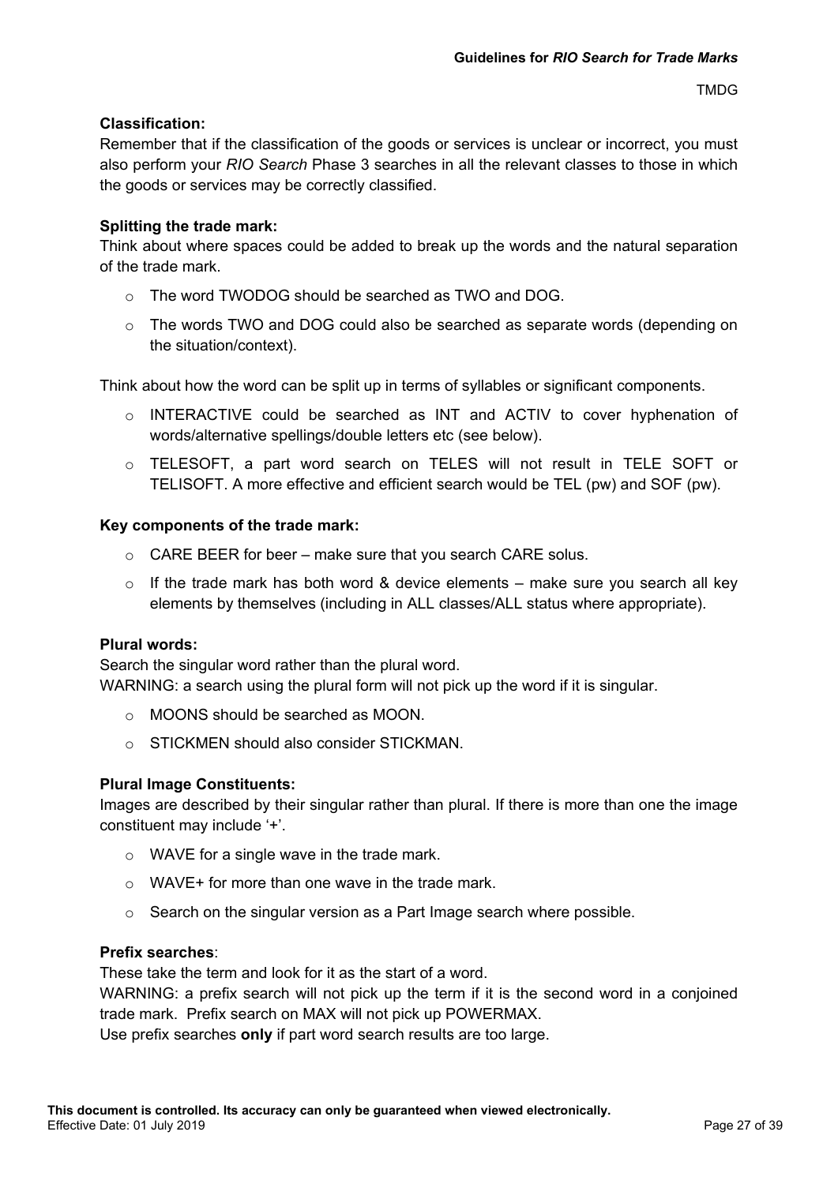**Classification:**

Remember that if the classification of the goods or services is unclear or incorrect, you must also perform your *RIO Search* Phase 3 searches in all the relevant classes to those in which the goods or services may be correctly classified.

**Splitting the trade mark:**

Think about where spaces could be added to break up the words and the natural separation of the trade mark.

- The word TWODOG should be searched as TWO and DOG.
- The words TWO and DOG could also be searched as separate words (depending on the situation/context).

Think about how the word can be split up in terms of syllables or significant components.

- INTERACTIVE could be searched as INT and ACTIV to cover hyphenation of words/alternative spellings/double letters etc (see below).
- TELESOFT, a part word search on TELES will not result in TELE SOFT or TELISOFT. A more effective and efficient search would be TEL (pw) and SOF (pw).

**Key components of the trade mark:**

- CARE BEER for beer – make sure that you search CARE solus.
- If the trade mark has both word & device elements – make sure you search all key elements by themselves (including in ALL classes/ALL status where appropriate).

**Plural words:**

Search the singular word rather than the plural word.
WARNING: a search using the plural form will not pick up the word if it is singular.

- MOONS should be searched as MOON.
- STICKMEN should also consider STICKMAN.

**Plural Image Constituents:**

Images are described by their singular rather than plural. If there is more than one the image constituent may include '+'.

- WAVE for a single wave in the trade mark.
- WAVE+ for more than one wave in the trade mark.
- Search on the singular version as a Part Image search where possible.

**Prefix searches**:

These take the term and look for it as the start of a word.
WARNING: a prefix search will not pick up the term if it is the second word in a conjoined trade mark. Prefix search on MAX will not pick up POWERMAX.
Use prefix searches **only** if part word search results are too large.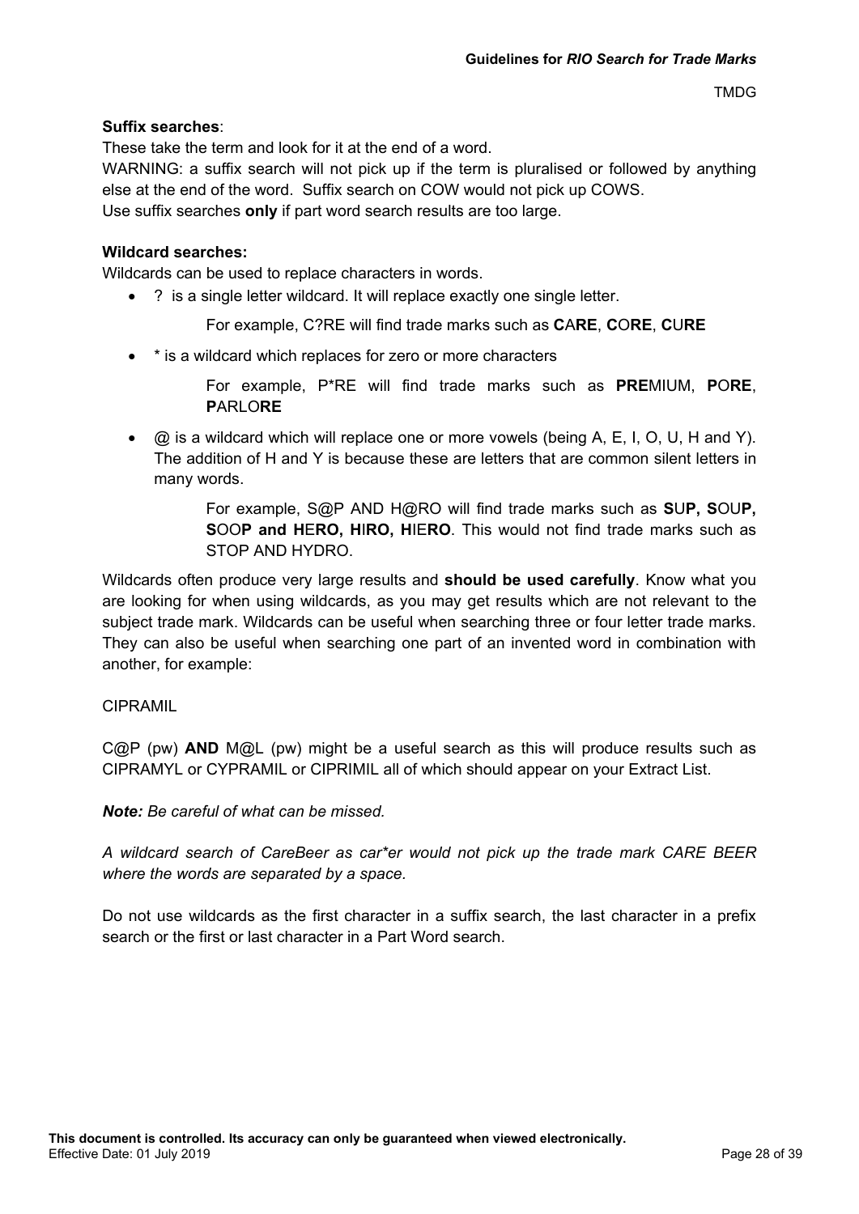**Suffix searches**:

These take the term and look for it at the end of a word.

WARNING: a suffix search will not pick up if the term is pluralised or followed by anything else at the end of the word. Suffix search on COW would not pick up COWS.

Use suffix searches **only** if part word search results are too large.

**Wildcard searches:**

Wildcards can be used to replace characters in words.

- ? is a single letter wildcard. It will replace exactly one single letter.

  For example, C?RE will find trade marks such as **C**A**RE**, **C**O**RE**, **C**U**RE**

- * is a wildcard which replaces for zero or more characters

  For example, P*RE will find trade marks such as **PRE**MIUM, **P**O**RE**, **P**ARLO**RE**

- @ is a wildcard which will replace one or more vowels (being A, E, I, O, U, H and Y). The addition of H and Y is because these are letters that are common silent letters in many words.

  For example, S@P AND H@RO will find trade marks such as **S**U**P, S**OU**P, S**OO**P and H**E**RO, H**I**RO, H**IE**RO**. This would not find trade marks such as STOP AND HYDRO.

Wildcards often produce very large results and **should be used carefully**. Know what you are looking for when using wildcards, as you may get results which are not relevant to the subject trade mark. Wildcards can be useful when searching three or four letter trade marks. They can also be useful when searching one part of an invented word in combination with another, for example:

CIPRAMIL

C@P (pw) **AND** M@L (pw) might be a useful search as this will produce results such as CIPRAMYL or CYPRAMIL or CIPRIMIL all of which should appear on your Extract List.

***Note:*** *Be careful of what can be missed.*

*A wildcard search of CareBeer as car*er would not pick up the trade mark CARE BEER where the words are separated by a space.*

Do not use wildcards as the first character in a suffix search, the last character in a prefix search or the first or last character in a Part Word search.

**This document is controlled. Its accuracy can only be guaranteed when viewed electronically.**
Effective Date: 01 July 2019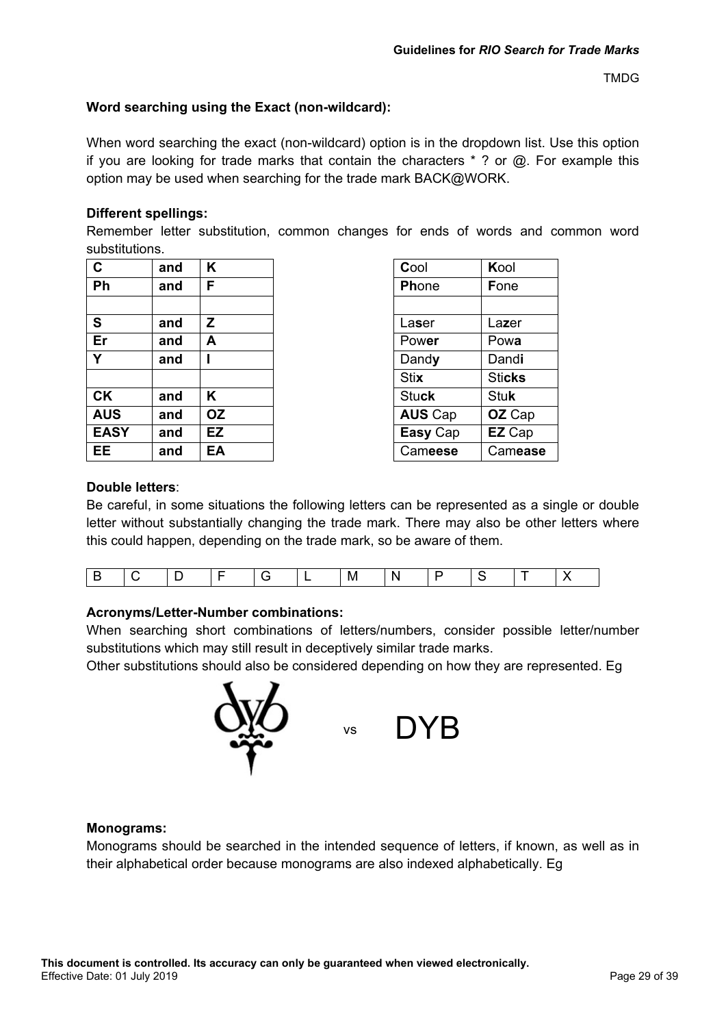**Word searching using the Exact (non-wildcard):**

When word searching the exact (non-wildcard) option is in the dropdown list. Use this option if you are looking for trade marks that contain the characters * ? or @. For example this option may be used when searching for the trade mark BACK@WORK.

**Different spellings:**

Remember letter substitution, common changes for ends of words and common word substitutions.

| **C** | **and** | **K** |
|---|---|---|
| **Ph** | **and** | **F** |
| | | |
| **S** | **and** | **Z** |
| **Er** | **and** | **A** |
| **Y** | **and** | **I** |
| | | |
| **CK** | **and** | **K** |
| **AUS** | **and** | **OZ** |
| **EASY** | **and** | **EZ** |
| **EE** | **and** | **EA** |

| **C**ool | **K**ool |
|---|---|
| **Ph**one | **F**one |
| | |
| La**s**er | La**z**er |
| Pow**er** | Pow**a** |
| Dand**y** | Dand**i** |
| Sti**x** | Sti**cks** |
| Stu**ck** | Stu**k** |
| **AUS** Cap | **OZ** Cap |
| **Easy** Cap | **EZ** Cap |
| Cam**eese** | Cam**ease** |

**Double letters**:

Be careful, in some situations the following letters can be represented as a single or double letter without substantially changing the trade mark. There may also be other letters where this could happen, depending on the trade mark, so be aware of them.

| B | C | D | F | G | L | M | N | P | S | T | X |
|---|---|---|---|---|---|---|---|---|---|---|---|

**Acronyms/Letter-Number combinations:**

When searching short combinations of letters/numbers, consider possible letter/number substitutions which may still result in deceptively similar trade marks.

Other substitutions should also be considered depending on how they are represented. Eg

vs DYB

**Monograms:**

Monograms should be searched in the intended sequence of letters, if known, as well as in their alphabetical order because monograms are also indexed alphabetically. Eg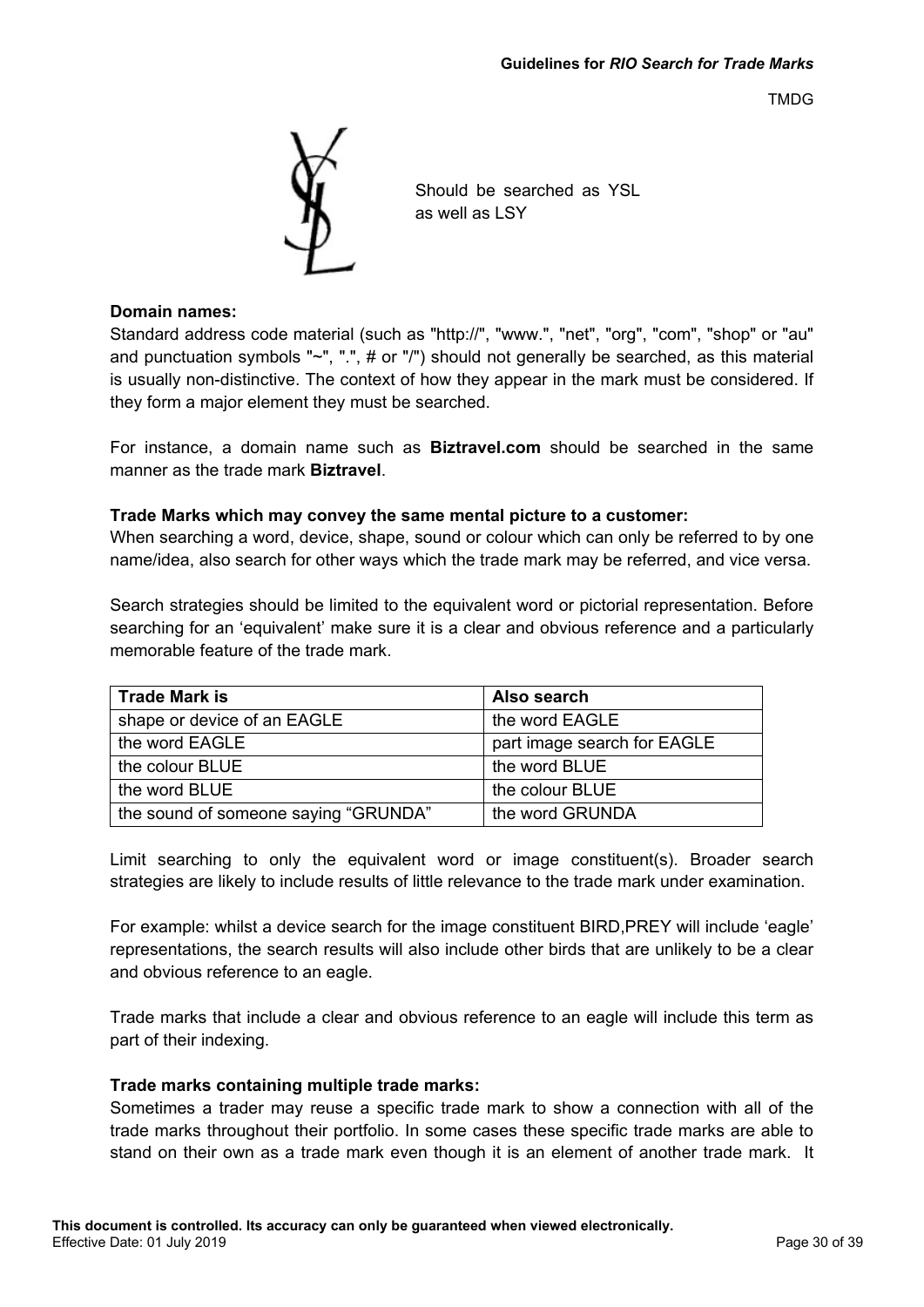Should be searched as YSL as well as LSY

**Domain names:**

Standard address code material (such as "http://", "www.", "net", "org", "com", "shop" or "au" and punctuation symbols "~", ".", # or "/") should not generally be searched, as this material is usually non-distinctive. The context of how they appear in the mark must be considered. If they form a major element they must be searched.

For instance, a domain name such as **Biztravel.com** should be searched in the same manner as the trade mark **Biztravel**.

**Trade Marks which may convey the same mental picture to a customer:**

When searching a word, device, shape, sound or colour which can only be referred to by one name/idea, also search for other ways which the trade mark may be referred, and vice versa.

Search strategies should be limited to the equivalent word or pictorial representation. Before searching for an 'equivalent' make sure it is a clear and obvious reference and a particularly memorable feature of the trade mark.

| Trade Mark is | Also search |
|---|---|
| shape or device of an EAGLE | the word EAGLE |
| the word EAGLE | part image search for EAGLE |
| the colour BLUE | the word BLUE |
| the word BLUE | the colour BLUE |
| the sound of someone saying "GRUNDA" | the word GRUNDA |

Limit searching to only the equivalent word or image constituent(s). Broader search strategies are likely to include results of little relevance to the trade mark under examination.

For example: whilst a device search for the image constituent BIRD,PREY will include 'eagle' representations, the search results will also include other birds that are unlikely to be a clear and obvious reference to an eagle.

Trade marks that include a clear and obvious reference to an eagle will include this term as part of their indexing.

**Trade marks containing multiple trade marks:**

Sometimes a trader may reuse a specific trade mark to show a connection with all of the trade marks throughout their portfolio. In some cases these specific trade marks are able to stand on their own as a trade mark even though it is an element of another trade mark. It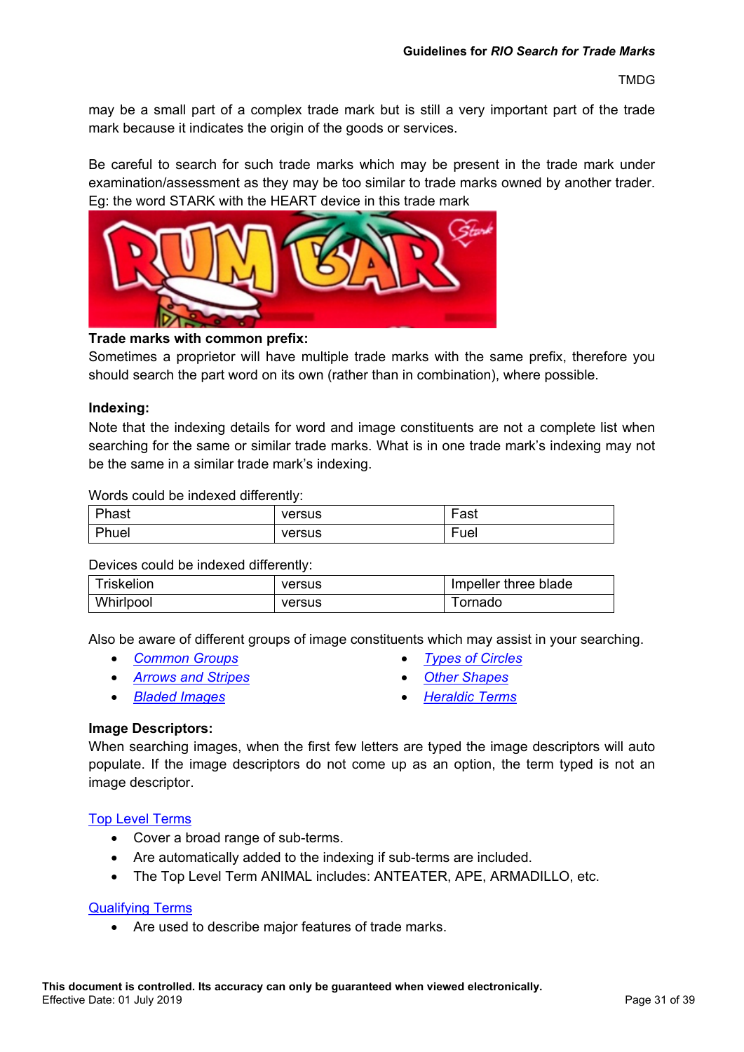may be a small part of a complex trade mark but is still a very important part of the trade mark because it indicates the origin of the goods or services.

Be careful to search for such trade marks which may be present in the trade mark under examination/assessment as they may be too similar to trade marks owned by another trader. Eg: the word STARK with the HEART device in this trade mark

**Trade marks with common prefix:**
Sometimes a proprietor will have multiple trade marks with the same prefix, therefore you should search the part word on its own (rather than in combination), where possible.

**Indexing:**
Note that the indexing details for word and image constituents are not a complete list when searching for the same or similar trade marks. What is in one trade mark's indexing may not be the same in a similar trade mark's indexing.

Words could be indexed differently:

| | | |
|---|---|---|
| Phast | versus | Fast |
| Phuel | versus | Fuel |

Devices could be indexed differently:

| | | |
|---|---|---|
| Triskelion | versus | Impeller three blade |
| Whirlpool | versus | Tornado |

Also be aware of different groups of image constituents which may assist in your searching.

- *Common Groups*
- *Arrows and Stripes*
- *Bladed Images*
- *Types of Circles*
- *Other Shapes*
- *Heraldic Terms*

**Image Descriptors:**
When searching images, when the first few letters are typed the image descriptors will auto populate. If the image descriptors do not come up as an option, the term typed is not an image descriptor.

Top Level Terms

- Cover a broad range of sub-terms.
- Are automatically added to the indexing if sub-terms are included.
- The Top Level Term ANIMAL includes: ANTEATER, APE, ARMADILLO, etc.

Qualifying Terms

- Are used to describe major features of trade marks.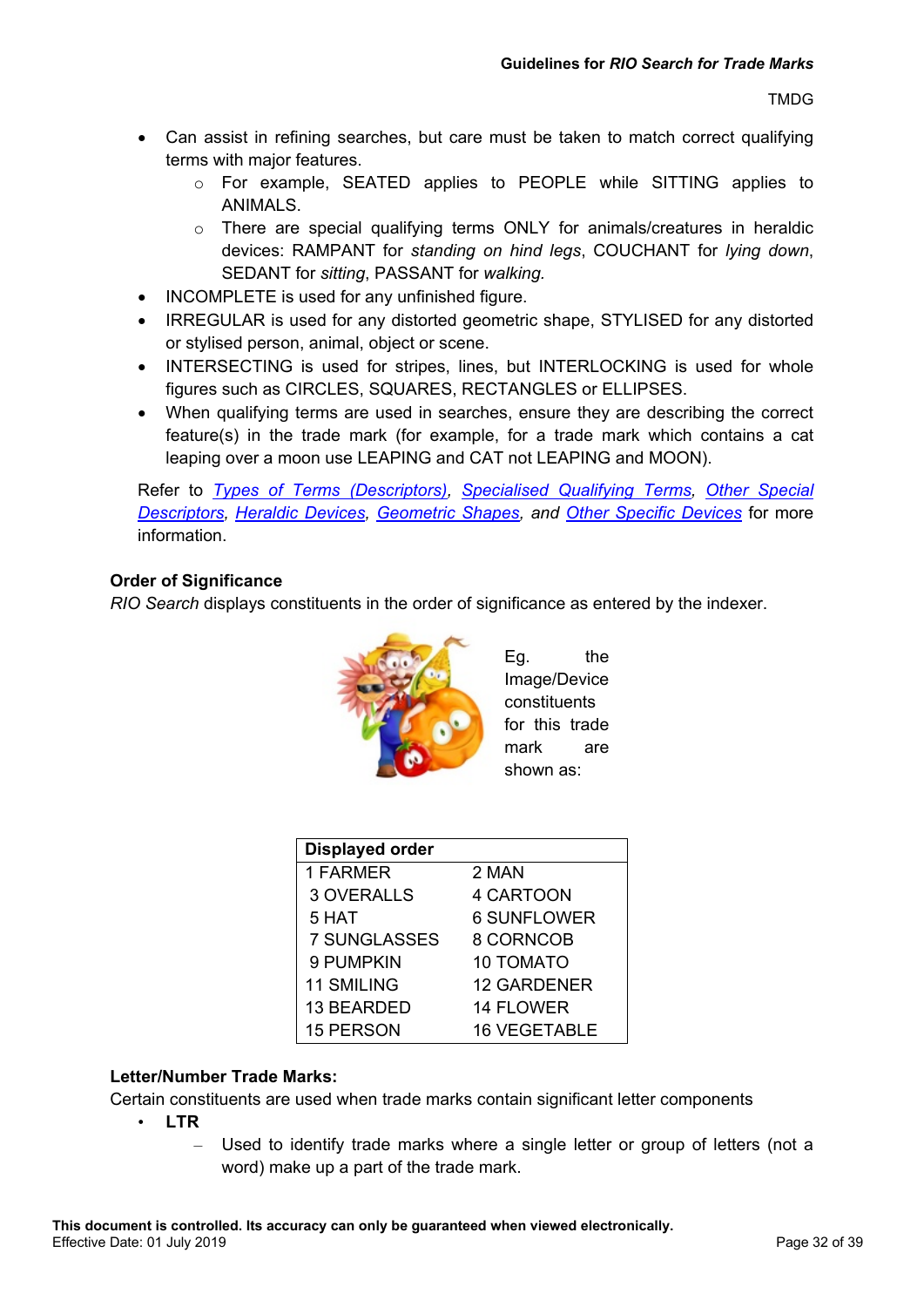- Can assist in refining searches, but care must be taken to match correct qualifying terms with major features.
    - For example, SEATED applies to PEOPLE while SITTING applies to ANIMALS.
    - There are special qualifying terms ONLY for animals/creatures in heraldic devices: RAMPANT for *standing on hind legs*, COUCHANT for *lying down*, SEDANT for *sitting*, PASSANT for *walking.*
- INCOMPLETE is used for any unfinished figure.
- IRREGULAR is used for any distorted geometric shape, STYLISED for any distorted or stylised person, animal, object or scene.
- INTERSECTING is used for stripes, lines, but INTERLOCKING is used for whole figures such as CIRCLES, SQUARES, RECTANGLES or ELLIPSES.
- When qualifying terms are used in searches, ensure they are describing the correct feature(s) in the trade mark (for example, for a trade mark which contains a cat leaping over a moon use LEAPING and CAT not LEAPING and MOON).

Refer to *Types of Terms (Descriptors)*, *Specialised Qualifying Terms*, *Other Special Descriptors*, *Heraldic Devices*, *Geometric Shapes*, *and Other Specific Devices* for more information.

**Order of Significance**

*RIO Search* displays constituents in the order of significance as entered by the indexer.

Eg. the Image/Device constituents for this trade mark are shown as:

| Displayed order | |
|---|---|
| 1 FARMER | 2 MAN |
| 3 OVERALLS | 4 CARTOON |
| 5 HAT | 6 SUNFLOWER |
| 7 SUNGLASSES | 8 CORNCOB |
| 9 PUMPKIN | 10 TOMATO |
| 11 SMILING | 12 GARDENER |
| 13 BEARDED | 14 FLOWER |
| 15 PERSON | 16 VEGETABLE |

**Letter/Number Trade Marks:**

Certain constituents are used when trade marks contain significant letter components

- **LTR**
    - Used to identify trade marks where a single letter or group of letters (not a word) make up a part of the trade mark.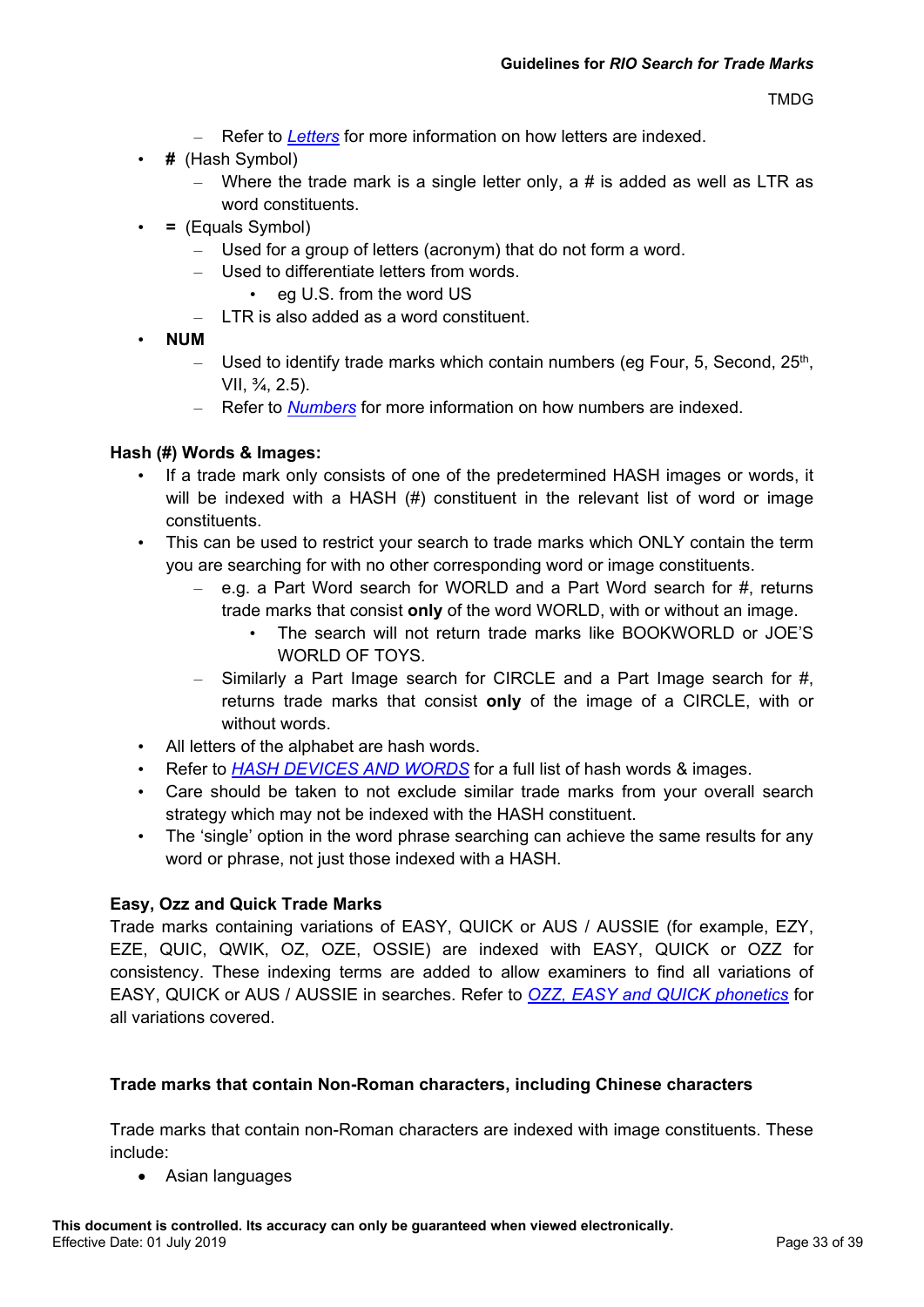- Refer to *Letters* for more information on how letters are indexed.
- **#** (Hash Symbol)
  - Where the trade mark is a single letter only, a # is added as well as LTR as word constituents.
- **=** (Equals Symbol)
  - Used for a group of letters (acronym) that do not form a word.
  - Used to differentiate letters from words.
    - eg U.S. from the word US
  - LTR is also added as a word constituent.
- **NUM**
  - Used to identify trade marks which contain numbers (eg Four, 5, Second, 25th, VII, ¾, 2.5).
  - Refer to *Numbers* for more information on how numbers are indexed.

**Hash (#) Words & Images:**

- If a trade mark only consists of one of the predetermined HASH images or words, it will be indexed with a HASH (#) constituent in the relevant list of word or image constituents.
- This can be used to restrict your search to trade marks which ONLY contain the term you are searching for with no other corresponding word or image constituents.
  - e.g. a Part Word search for WORLD and a Part Word search for #, returns trade marks that consist **only** of the word WORLD, with or without an image.
    - The search will not return trade marks like BOOKWORLD or JOE'S WORLD OF TOYS.
  - Similarly a Part Image search for CIRCLE and a Part Image search for #, returns trade marks that consist **only** of the image of a CIRCLE, with or without words.
- All letters of the alphabet are hash words.
- Refer to *HASH DEVICES AND WORDS* for a full list of hash words & images.
- Care should be taken to not exclude similar trade marks from your overall search strategy which may not be indexed with the HASH constituent.
- The 'single' option in the word phrase searching can achieve the same results for any word or phrase, not just those indexed with a HASH.

**Easy, Ozz and Quick Trade Marks**

Trade marks containing variations of EASY, QUICK or AUS / AUSSIE (for example, EZY, EZE, QUIC, QWIK, OZ, OZE, OSSIE) are indexed with EASY, QUICK or OZZ for consistency. These indexing terms are added to allow examiners to find all variations of EASY, QUICK or AUS / AUSSIE in searches. Refer to *OZZ, EASY and QUICK phonetics* for all variations covered.

**Trade marks that contain Non-Roman characters, including Chinese characters**

Trade marks that contain non-Roman characters are indexed with image constituents. These include:

- Asian languages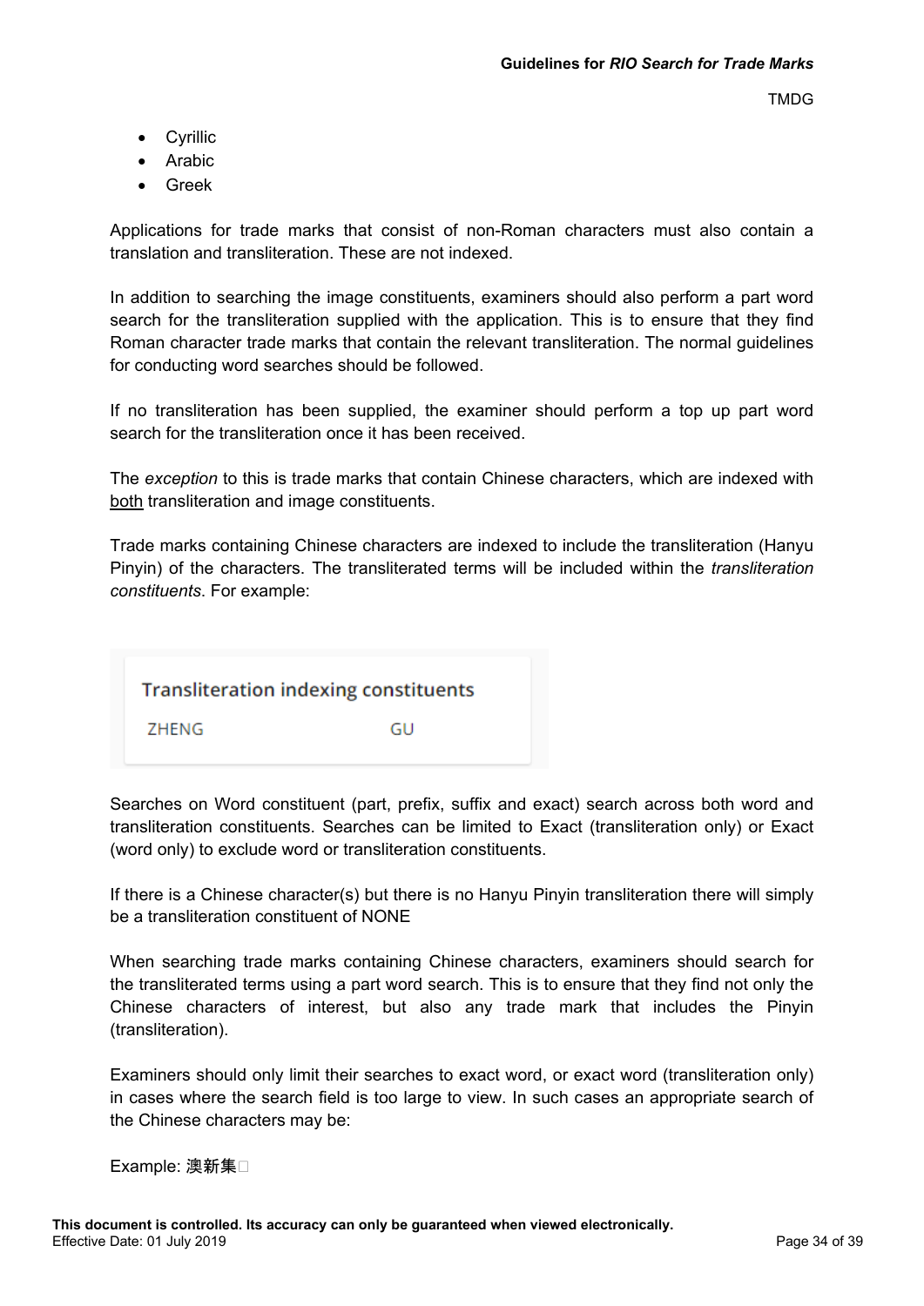- Cyrillic
- Arabic
- Greek

Applications for trade marks that consist of non-Roman characters must also contain a translation and transliteration. These are not indexed.

In addition to searching the image constituents, examiners should also perform a part word search for the transliteration supplied with the application. This is to ensure that they find Roman character trade marks that contain the relevant transliteration. The normal guidelines for conducting word searches should be followed.

If no transliteration has been supplied, the examiner should perform a top up part word search for the transliteration once it has been received.

The *exception* to this is trade marks that contain Chinese characters, which are indexed with both transliteration and image constituents.

Trade marks containing Chinese characters are indexed to include the transliteration (Hanyu Pinyin) of the characters. The transliterated terms will be included within the *transliteration constituents*. For example:

| Transliteration indexing constituents | |
|---|---|
| ZHENG | GU |

Searches on Word constituent (part, prefix, suffix and exact) search across both word and transliteration constituents. Searches can be limited to Exact (transliteration only) or Exact (word only) to exclude word or transliteration constituents.

If there is a Chinese character(s) but there is no Hanyu Pinyin transliteration there will simply be a transliteration constituent of NONE

When searching trade marks containing Chinese characters, examiners should search for the transliterated terms using a part word search. This is to ensure that they find not only the Chinese characters of interest, but also any trade mark that includes the Pinyin (transliteration).

Examiners should only limit their searches to exact word, or exact word (transliteration only) in cases where the search field is too large to view. In such cases an appropriate search of the Chinese characters may be:

Example: 澳新集□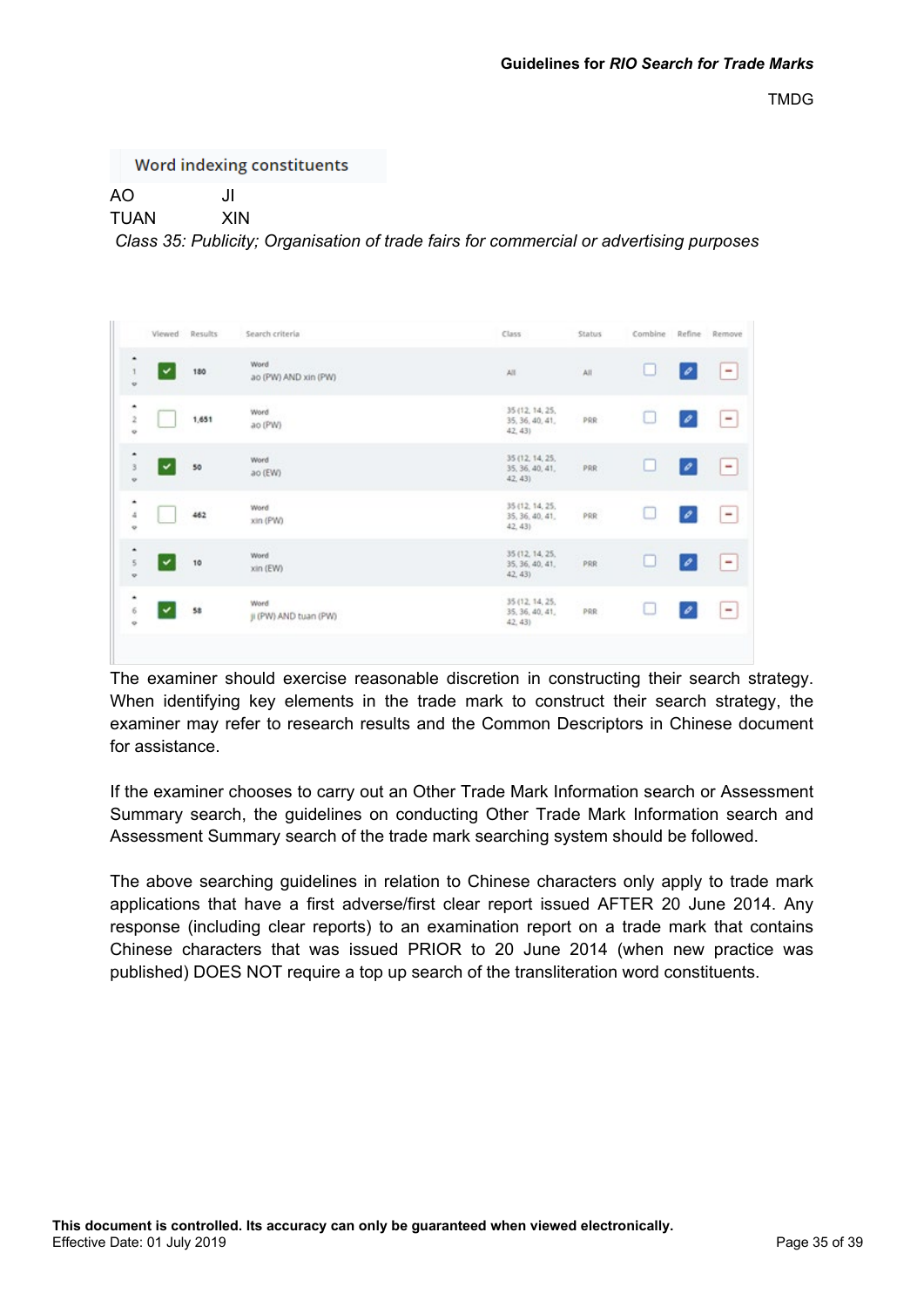Word indexing constituents

| | |
|---|---|
| AO | JI |
| TUAN | XIN |

*Class 35: Publicity; Organisation of trade fairs for commercial or advertising purposes*

| | Viewed | Results | Search criteria | Class | Status | Combine | Refine | Remove |
|---|---|---|---|---|---|---|---|---|
| 1 | ✓ | 180 | Word<br>ao (PW) AND xin (PW) | All | All | | | |
| 2 | | 1,651 | Word<br>ao (PW) | 35 (12, 14, 25, 35, 36, 40, 41, 42, 43) | PRR | | | |
| 3 | ✓ | 50 | Word<br>ao (EW) | 35 (12, 14, 25, 35, 36, 40, 41, 42, 43) | PRR | | | |
| 4 | | 462 | Word<br>xin (PW) | 35 (12, 14, 25, 35, 36, 40, 41, 42, 43) | PRR | | | |
| 5 | ✓ | 10 | Word<br>xin (EW) | 35 (12, 14, 25, 35, 36, 40, 41, 42, 43) | PRR | | | |
| 6 | ✓ | 58 | Word<br>ji (PW) AND tuan (PW) | 35 (12, 14, 25, 35, 36, 40, 41, 42, 43) | PRR | | | |

The examiner should exercise reasonable discretion in constructing their search strategy. When identifying key elements in the trade mark to construct their search strategy, the examiner may refer to research results and the Common Descriptors in Chinese document for assistance.

If the examiner chooses to carry out an Other Trade Mark Information search or Assessment Summary search, the guidelines on conducting Other Trade Mark Information search and Assessment Summary search of the trade mark searching system should be followed.

The above searching guidelines in relation to Chinese characters only apply to trade mark applications that have a first adverse/first clear report issued AFTER 20 June 2014. Any response (including clear reports) to an examination report on a trade mark that contains Chinese characters that was issued PRIOR to 20 June 2014 (when new practice was published) DOES NOT require a top up search of the transliteration word constituents.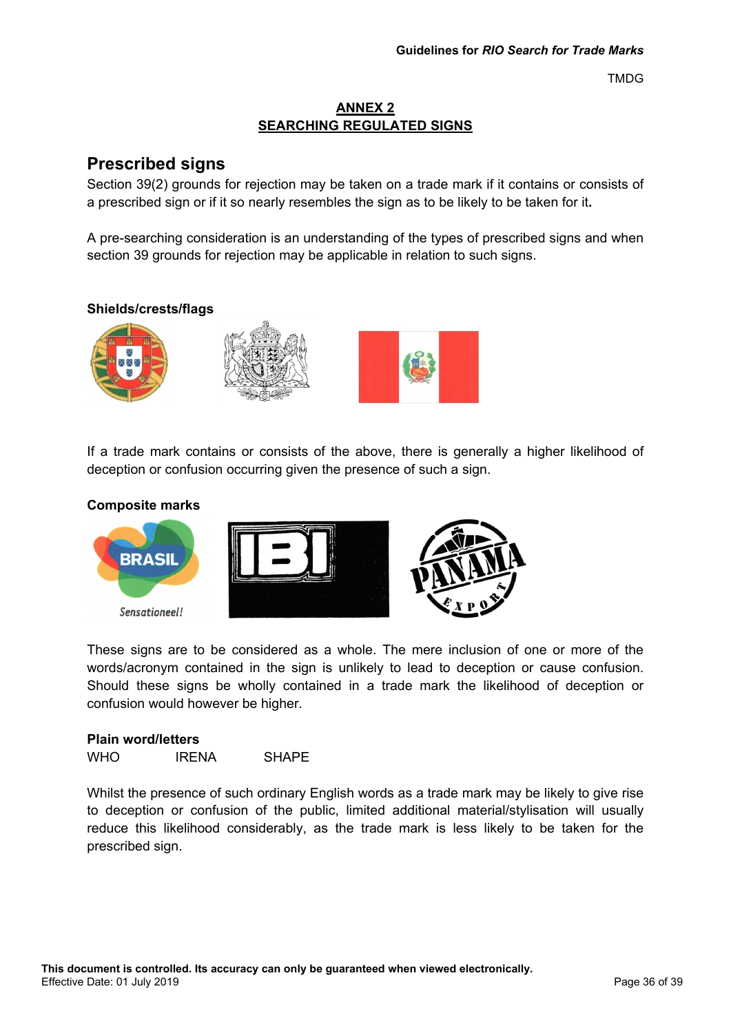## ANNEX 2
## SEARCHING REGULATED SIGNS

## Prescribed signs

Section 39(2) grounds for rejection may be taken on a trade mark if it contains or consists of a prescribed sign or if it so nearly resembles the sign as to be likely to be taken for it**.**

A pre-searching consideration is an understanding of the types of prescribed signs and when section 39 grounds for rejection may be applicable in relation to such signs.

### Shields/crests/flags

If a trade mark contains or consists of the above, there is generally a higher likelihood of deception or confusion occurring given the presence of such a sign.

### Composite marks

These signs are to be considered as a whole. The mere inclusion of one or more of the words/acronym contained in the sign is unlikely to lead to deception or cause confusion. Should these signs be wholly contained in a trade mark the likelihood of deception or confusion would however be higher.

### Plain word/letters

WHO IRENA SHAPE

Whilst the presence of such ordinary English words as a trade mark may be likely to give rise to deception or confusion of the public, limited additional material/stylisation will usually reduce this likelihood considerably, as the trade mark is less likely to be taken for the prescribed sign.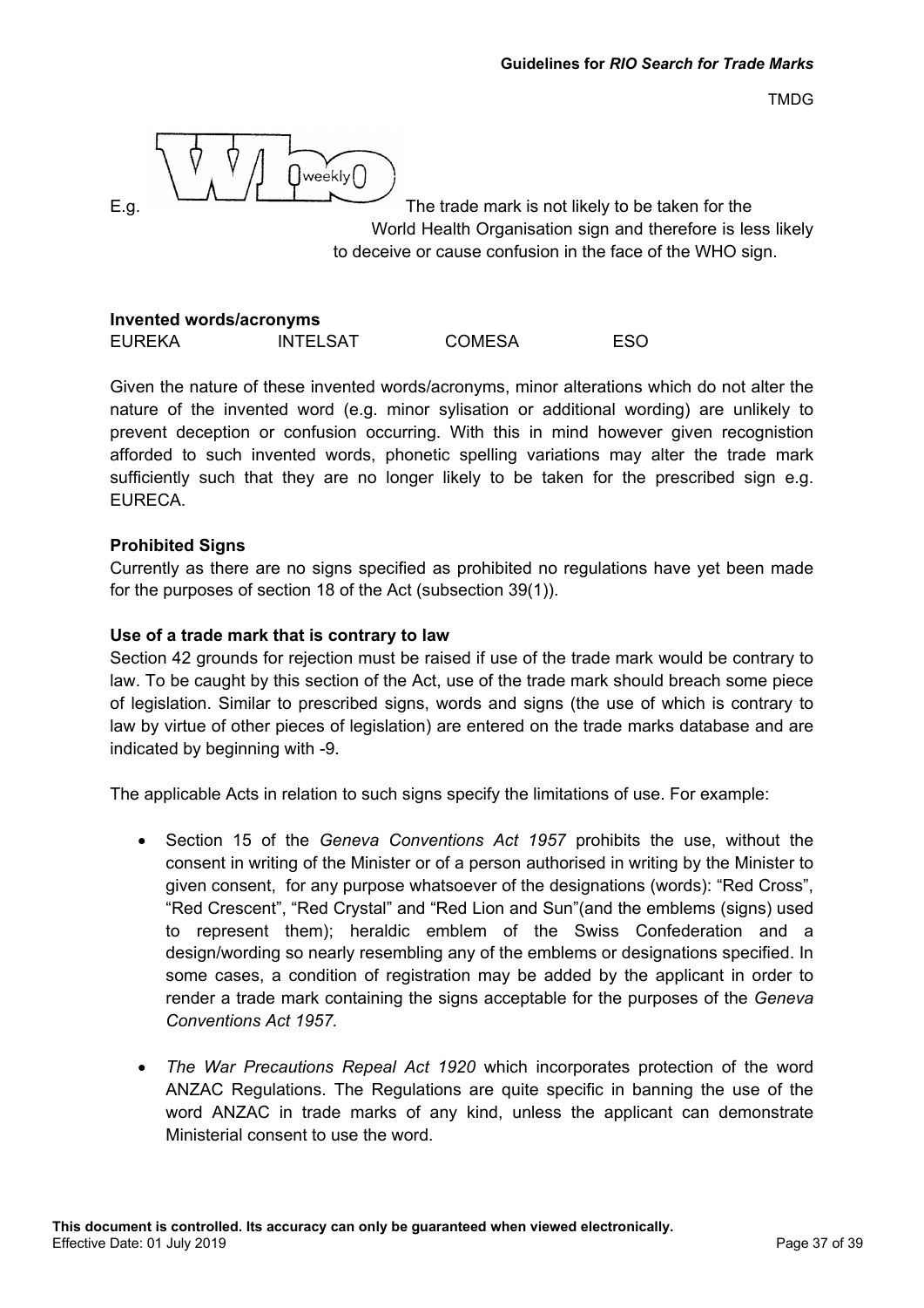E.g. The trade mark is not likely to be taken for the World Health Organisation sign and therefore is less likely to deceive or cause confusion in the face of the WHO sign.

**Invented words/acronyms**

EUREKA INTELSAT COMESA ESO

Given the nature of these invented words/acronyms, minor alterations which do not alter the nature of the invented word (e.g. minor sylisation or additional wording) are unlikely to prevent deception or confusion occurring. With this in mind however given recognistion afforded to such invented words, phonetic spelling variations may alter the trade mark sufficiently such that they are no longer likely to be taken for the prescribed sign e.g. EURECA.

**Prohibited Signs**

Currently as there are no signs specified as prohibited no regulations have yet been made for the purposes of section 18 of the Act (subsection 39(1)).

**Use of a trade mark that is contrary to law**

Section 42 grounds for rejection must be raised if use of the trade mark would be contrary to law. To be caught by this section of the Act, use of the trade mark should breach some piece of legislation. Similar to prescribed signs, words and signs (the use of which is contrary to law by virtue of other pieces of legislation) are entered on the trade marks database and are indicated by beginning with -9.

The applicable Acts in relation to such signs specify the limitations of use. For example:

- Section 15 of the *Geneva Conventions Act 1957* prohibits the use, without the consent in writing of the Minister or of a person authorised in writing by the Minister to given consent, for any purpose whatsoever of the designations (words): "Red Cross", "Red Crescent", "Red Crystal" and "Red Lion and Sun"(and the emblems (signs) used to represent them); heraldic emblem of the Swiss Confederation and a design/wording so nearly resembling any of the emblems or designations specified. In some cases, a condition of registration may be added by the applicant in order to render a trade mark containing the signs acceptable for the purposes of the *Geneva Conventions Act 1957.*

- *The War Precautions Repeal Act 1920* which incorporates protection of the word ANZAC Regulations. The Regulations are quite specific in banning the use of the word ANZAC in trade marks of any kind, unless the applicant can demonstrate Ministerial consent to use the word.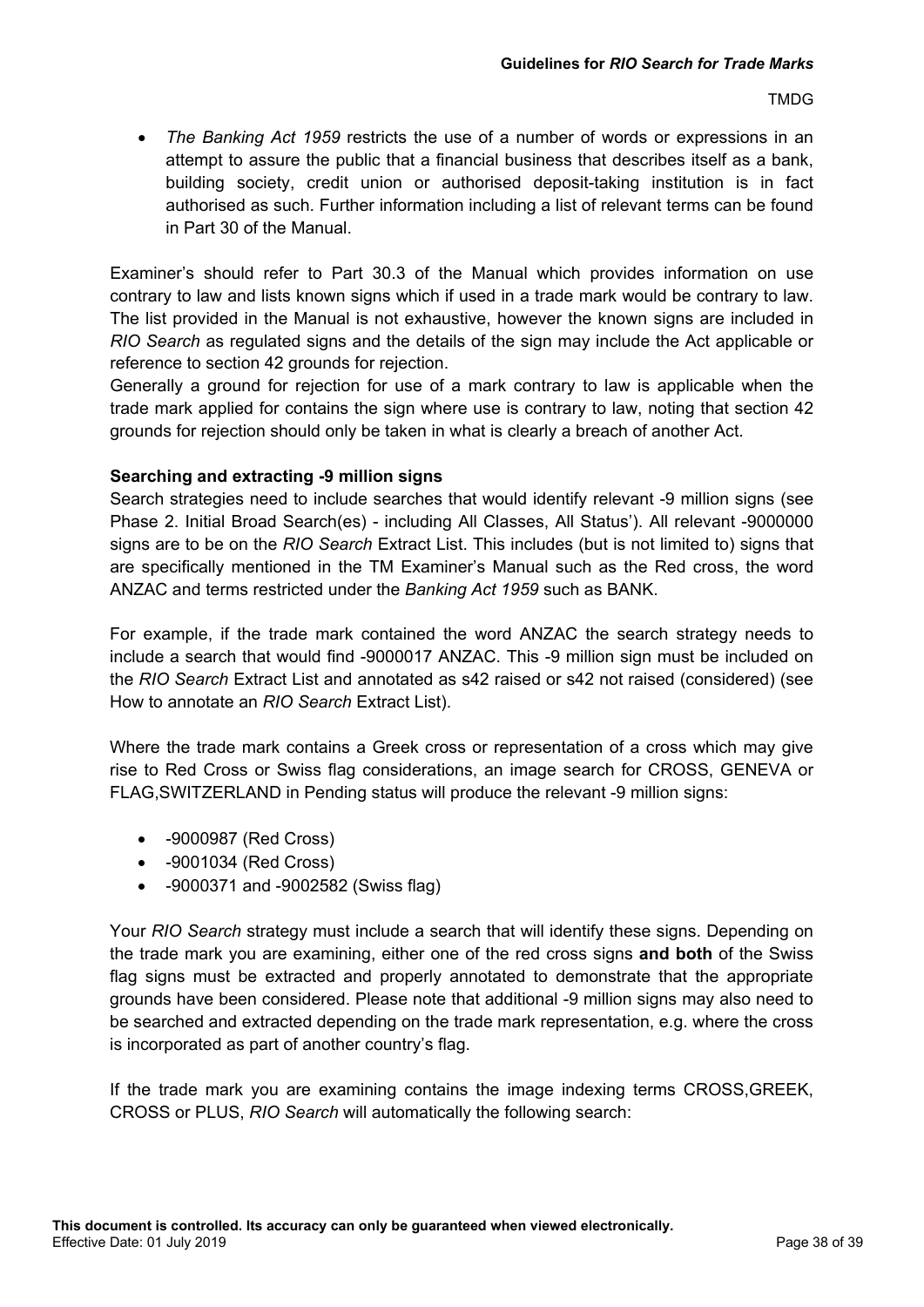- *The Banking Act 1959* restricts the use of a number of words or expressions in an attempt to assure the public that a financial business that describes itself as a bank, building society, credit union or authorised deposit-taking institution is in fact authorised as such. Further information including a list of relevant terms can be found in Part 30 of the Manual.

Examiner's should refer to Part 30.3 of the Manual which provides information on use contrary to law and lists known signs which if used in a trade mark would be contrary to law. The list provided in the Manual is not exhaustive, however the known signs are included in *RIO Search* as regulated signs and the details of the sign may include the Act applicable or reference to section 42 grounds for rejection.
Generally a ground for rejection for use of a mark contrary to law is applicable when the trade mark applied for contains the sign where use is contrary to law, noting that section 42 grounds for rejection should only be taken in what is clearly a breach of another Act.

**Searching and extracting -9 million signs**
Search strategies need to include searches that would identify relevant -9 million signs (see Phase 2. Initial Broad Search(es) - including All Classes, All Status'). All relevant -9000000 signs are to be on the *RIO Search* Extract List. This includes (but is not limited to) signs that are specifically mentioned in the TM Examiner's Manual such as the Red cross, the word ANZAC and terms restricted under the *Banking Act 1959* such as BANK.

For example, if the trade mark contained the word ANZAC the search strategy needs to include a search that would find -9000017 ANZAC. This -9 million sign must be included on the *RIO Search* Extract List and annotated as s42 raised or s42 not raised (considered) (see How to annotate an *RIO Search* Extract List).

Where the trade mark contains a Greek cross or representation of a cross which may give rise to Red Cross or Swiss flag considerations, an image search for CROSS, GENEVA or FLAG,SWITZERLAND in Pending status will produce the relevant -9 million signs:

- -9000987 (Red Cross)
- -9001034 (Red Cross)
- -9000371 and -9002582 (Swiss flag)

Your *RIO Search* strategy must include a search that will identify these signs. Depending on the trade mark you are examining, either one of the red cross signs **and both** of the Swiss flag signs must be extracted and properly annotated to demonstrate that the appropriate grounds have been considered. Please note that additional -9 million signs may also need to be searched and extracted depending on the trade mark representation, e.g. where the cross is incorporated as part of another country's flag.

If the trade mark you are examining contains the image indexing terms CROSS,GREEK, CROSS or PLUS, *RIO Search* will automatically the following search: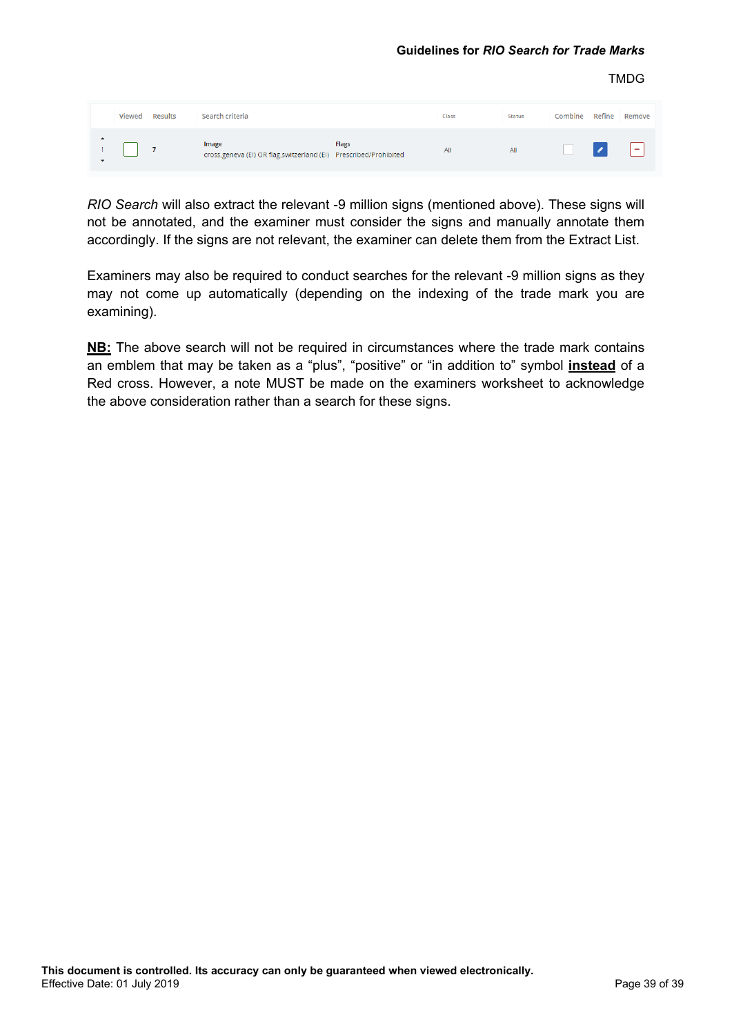| | Viewed | Results | Search criteria | | Class | Status | Combine | Refine | Remove |
|---|---|---|---|---|---|---|---|---|---|
| 1 | | 7 | Image<br>cross,geneva (EI) OR flag,switzerland (EI) | Flags<br>Prescribed/Prohibited | All | All | | | |

*RIO Search* will also extract the relevant -9 million signs (mentioned above). These signs will not be annotated, and the examiner must consider the signs and manually annotate them accordingly. If the signs are not relevant, the examiner can delete them from the Extract List.

Examiners may also be required to conduct searches for the relevant -9 million signs as they may not come up automatically (depending on the indexing of the trade mark you are examining).

**NB:** The above search will not be required in circumstances where the trade mark contains an emblem that may be taken as a "plus", "positive" or "in addition to" symbol **instead** of a Red cross. However, a note MUST be made on the examiners worksheet to acknowledge the above consideration rather than a search for these signs.

**This document is controlled. Its accuracy can only be guaranteed when viewed electronically.**
Effective Date: 01 July 2019